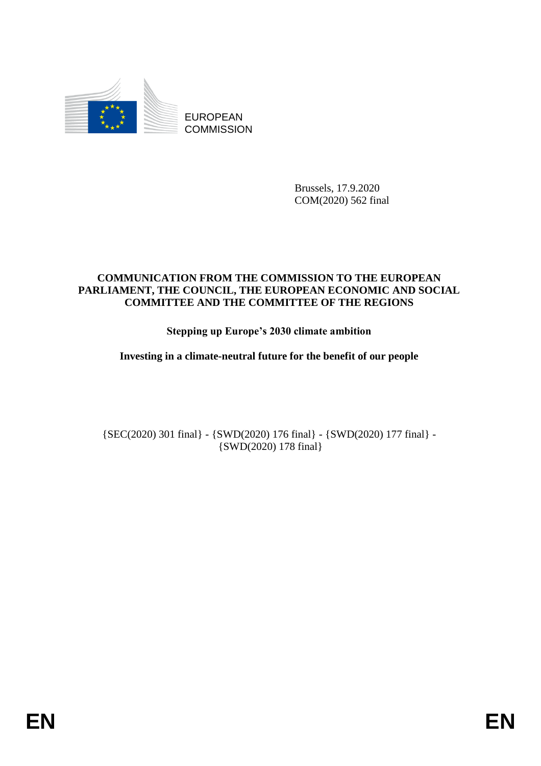EUROPEAN COMMISSION

Brussels, 17.9.2020
COM(2020) 562 final

**COMMUNICATION FROM THE COMMISSION TO THE EUROPEAN PARLIAMENT, THE COUNCIL, THE EUROPEAN ECONOMIC AND SOCIAL COMMITTEE AND THE COMMITTEE OF THE REGIONS**

**Stepping up Europe's 2030 climate ambition**

**Investing in a climate-neutral future for the benefit of our people**

{SEC(2020) 301 final} - {SWD(2020) 176 final} - {SWD(2020) 177 final} - {SWD(2020) 178 final}

EN EN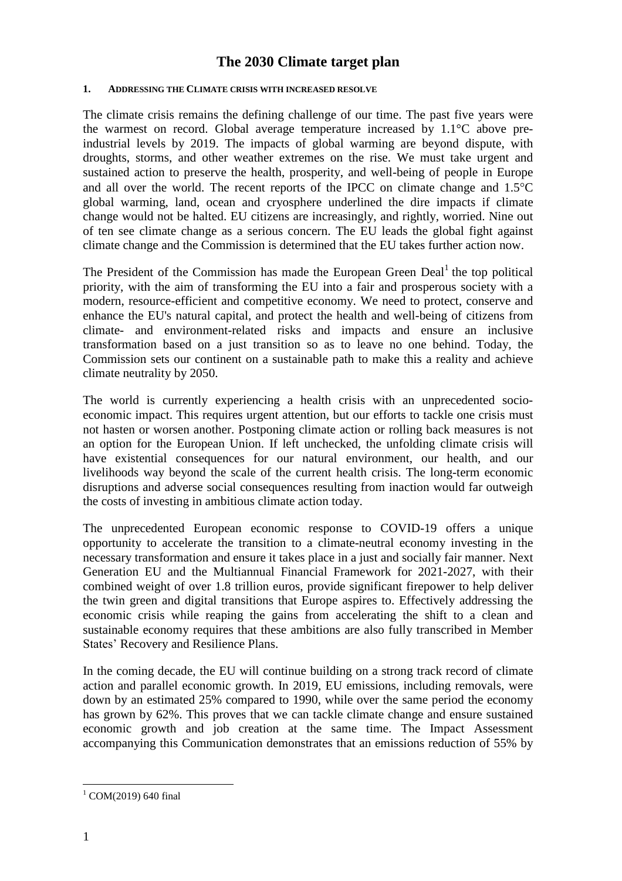# The 2030 Climate target plan

## 1. Addressing the Climate crisis with increased resolve

The climate crisis remains the defining challenge of our time. The past five years were the warmest on record. Global average temperature increased by 1.1°C above pre-industrial levels by 2019. The impacts of global warming are beyond dispute, with droughts, storms, and other weather extremes on the rise. We must take urgent and sustained action to preserve the health, prosperity, and well-being of people in Europe and all over the world. The recent reports of the IPCC on climate change and 1.5°C global warming, land, ocean and cryosphere underlined the dire impacts if climate change would not be halted. EU citizens are increasingly, and rightly, worried. Nine out of ten see climate change as a serious concern. The EU leads the global fight against climate change and the Commission is determined that the EU takes further action now.

The President of the Commission has made the European Green Deal[1] the top political priority, with the aim of transforming the EU into a fair and prosperous society with a modern, resource-efficient and competitive economy. We need to protect, conserve and enhance the EU's natural capital, and protect the health and well-being of citizens from climate- and environment-related risks and impacts and ensure an inclusive transformation based on a just transition so as to leave no one behind. Today, the Commission sets our continent on a sustainable path to make this a reality and achieve climate neutrality by 2050.

The world is currently experiencing a health crisis with an unprecedented socio-economic impact. This requires urgent attention, but our efforts to tackle one crisis must not hasten or worsen another. Postponing climate action or rolling back measures is not an option for the European Union. If left unchecked, the unfolding climate crisis will have existential consequences for our natural environment, our health, and our livelihoods way beyond the scale of the current health crisis. The long-term economic disruptions and adverse social consequences resulting from inaction would far outweigh the costs of investing in ambitious climate action today.

The unprecedented European economic response to COVID-19 offers a unique opportunity to accelerate the transition to a climate-neutral economy investing in the necessary transformation and ensure it takes place in a just and socially fair manner. Next Generation EU and the Multiannual Financial Framework for 2021-2027, with their combined weight of over 1.8 trillion euros, provide significant firepower to help deliver the twin green and digital transitions that Europe aspires to. Effectively addressing the economic crisis while reaping the gains from accelerating the shift to a clean and sustainable economy requires that these ambitions are also fully transcribed in Member States' Recovery and Resilience Plans.

In the coming decade, the EU will continue building on a strong track record of climate action and parallel economic growth. In 2019, EU emissions, including removals, were down by an estimated 25% compared to 1990, while over the same period the economy has grown by 62%. This proves that we can tackle climate change and ensure sustained economic growth and job creation at the same time. The Impact Assessment accompanying this Communication demonstrates that an emissions reduction of 55% by

[1] COM(2019) 640 final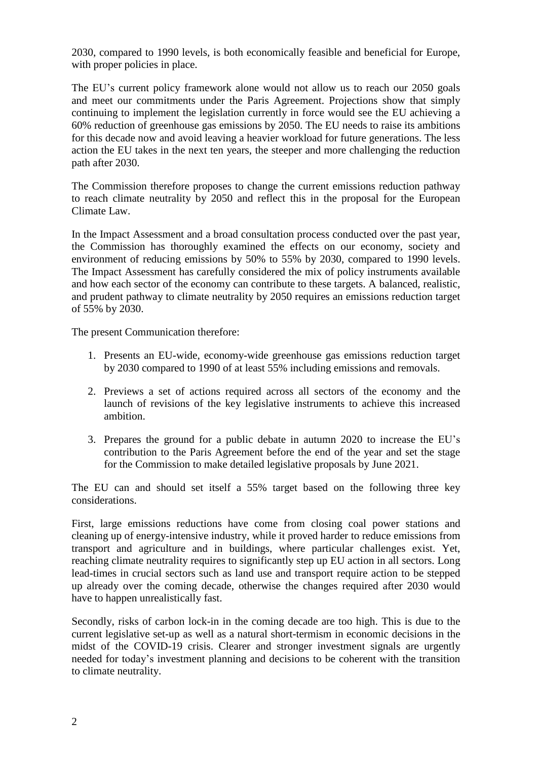2030, compared to 1990 levels, is both economically feasible and beneficial for Europe, with proper policies in place.

The EU's current policy framework alone would not allow us to reach our 2050 goals and meet our commitments under the Paris Agreement. Projections show that simply continuing to implement the legislation currently in force would see the EU achieving a 60% reduction of greenhouse gas emissions by 2050. The EU needs to raise its ambitions for this decade now and avoid leaving a heavier workload for future generations. The less action the EU takes in the next ten years, the steeper and more challenging the reduction path after 2030.

The Commission therefore proposes to change the current emissions reduction pathway to reach climate neutrality by 2050 and reflect this in the proposal for the European Climate Law.

In the Impact Assessment and a broad consultation process conducted over the past year, the Commission has thoroughly examined the effects on our economy, society and environment of reducing emissions by 50% to 55% by 2030, compared to 1990 levels. The Impact Assessment has carefully considered the mix of policy instruments available and how each sector of the economy can contribute to these targets. A balanced, realistic, and prudent pathway to climate neutrality by 2050 requires an emissions reduction target of 55% by 2030.

The present Communication therefore:

1. Presents an EU-wide, economy-wide greenhouse gas emissions reduction target by 2030 compared to 1990 of at least 55% including emissions and removals.

2. Previews a set of actions required across all sectors of the economy and the launch of revisions of the key legislative instruments to achieve this increased ambition.

3. Prepares the ground for a public debate in autumn 2020 to increase the EU's contribution to the Paris Agreement before the end of the year and set the stage for the Commission to make detailed legislative proposals by June 2021.

The EU can and should set itself a 55% target based on the following three key considerations.

First, large emissions reductions have come from closing coal power stations and cleaning up of energy-intensive industry, while it proved harder to reduce emissions from transport and agriculture and in buildings, where particular challenges exist. Yet, reaching climate neutrality requires to significantly step up EU action in all sectors. Long lead-times in crucial sectors such as land use and transport require action to be stepped up already over the coming decade, otherwise the changes required after 2030 would have to happen unrealistically fast.

Secondly, risks of carbon lock-in in the coming decade are too high. This is due to the current legislative set-up as well as a natural short-termism in economic decisions in the midst of the COVID-19 crisis. Clearer and stronger investment signals are urgently needed for today's investment planning and decisions to be coherent with the transition to climate neutrality.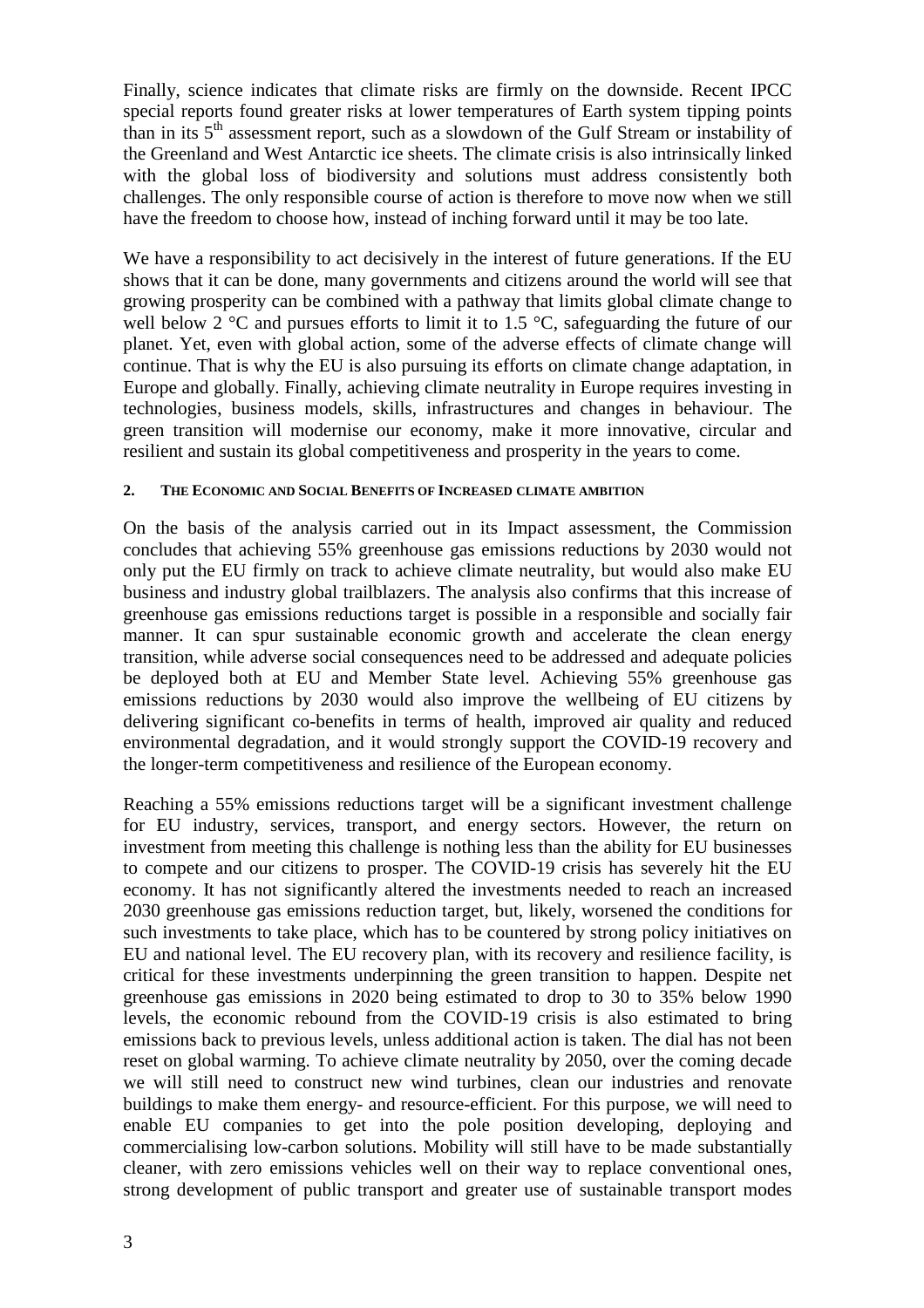Finally, science indicates that climate risks are firmly on the downside. Recent IPCC special reports found greater risks at lower temperatures of Earth system tipping points than in its 5[th] assessment report, such as a slowdown of the Gulf Stream or instability of the Greenland and West Antarctic ice sheets. The climate crisis is also intrinsically linked with the global loss of biodiversity and solutions must address consistently both challenges. The only responsible course of action is therefore to move now when we still have the freedom to choose how, instead of inching forward until it may be too late.

We have a responsibility to act decisively in the interest of future generations. If the EU shows that it can be done, many governments and citizens around the world will see that growing prosperity can be combined with a pathway that limits global climate change to well below 2 °C and pursues efforts to limit it to 1.5 °C, safeguarding the future of our planet. Yet, even with global action, some of the adverse effects of climate change will continue. That is why the EU is also pursuing its efforts on climate change adaptation, in Europe and globally. Finally, achieving climate neutrality in Europe requires investing in technologies, business models, skills, infrastructures and changes in behaviour. The green transition will modernise our economy, make it more innovative, circular and resilient and sustain its global competitiveness and prosperity in the years to come.

## 2. The Economic and Social Benefits of Increased climate ambition

On the basis of the analysis carried out in its Impact assessment, the Commission concludes that achieving 55% greenhouse gas emissions reductions by 2030 would not only put the EU firmly on track to achieve climate neutrality, but would also make EU business and industry global trailblazers. The analysis also confirms that this increase of greenhouse gas emissions reductions target is possible in a responsible and socially fair manner. It can spur sustainable economic growth and accelerate the clean energy transition, while adverse social consequences need to be addressed and adequate policies be deployed both at EU and Member State level. Achieving 55% greenhouse gas emissions reductions by 2030 would also improve the wellbeing of EU citizens by delivering significant co-benefits in terms of health, improved air quality and reduced environmental degradation, and it would strongly support the COVID-19 recovery and the longer-term competitiveness and resilience of the European economy.

Reaching a 55% emissions reductions target will be a significant investment challenge for EU industry, services, transport, and energy sectors. However, the return on investment from meeting this challenge is nothing less than the ability for EU businesses to compete and our citizens to prosper. The COVID-19 crisis has severely hit the EU economy. It has not significantly altered the investments needed to reach an increased 2030 greenhouse gas emissions reduction target, but, likely, worsened the conditions for such investments to take place, which has to be countered by strong policy initiatives on EU and national level. The EU recovery plan, with its recovery and resilience facility, is critical for these investments underpinning the green transition to happen. Despite net greenhouse gas emissions in 2020 being estimated to drop to 30 to 35% below 1990 levels, the economic rebound from the COVID-19 crisis is also estimated to bring emissions back to previous levels, unless additional action is taken. The dial has not been reset on global warming. To achieve climate neutrality by 2050, over the coming decade we will still need to construct new wind turbines, clean our industries and renovate buildings to make them energy- and resource-efficient. For this purpose, we will need to enable EU companies to get into the pole position developing, deploying and commercialising low-carbon solutions. Mobility will still have to be made substantially cleaner, with zero emissions vehicles well on their way to replace conventional ones, strong development of public transport and greater use of sustainable transport modes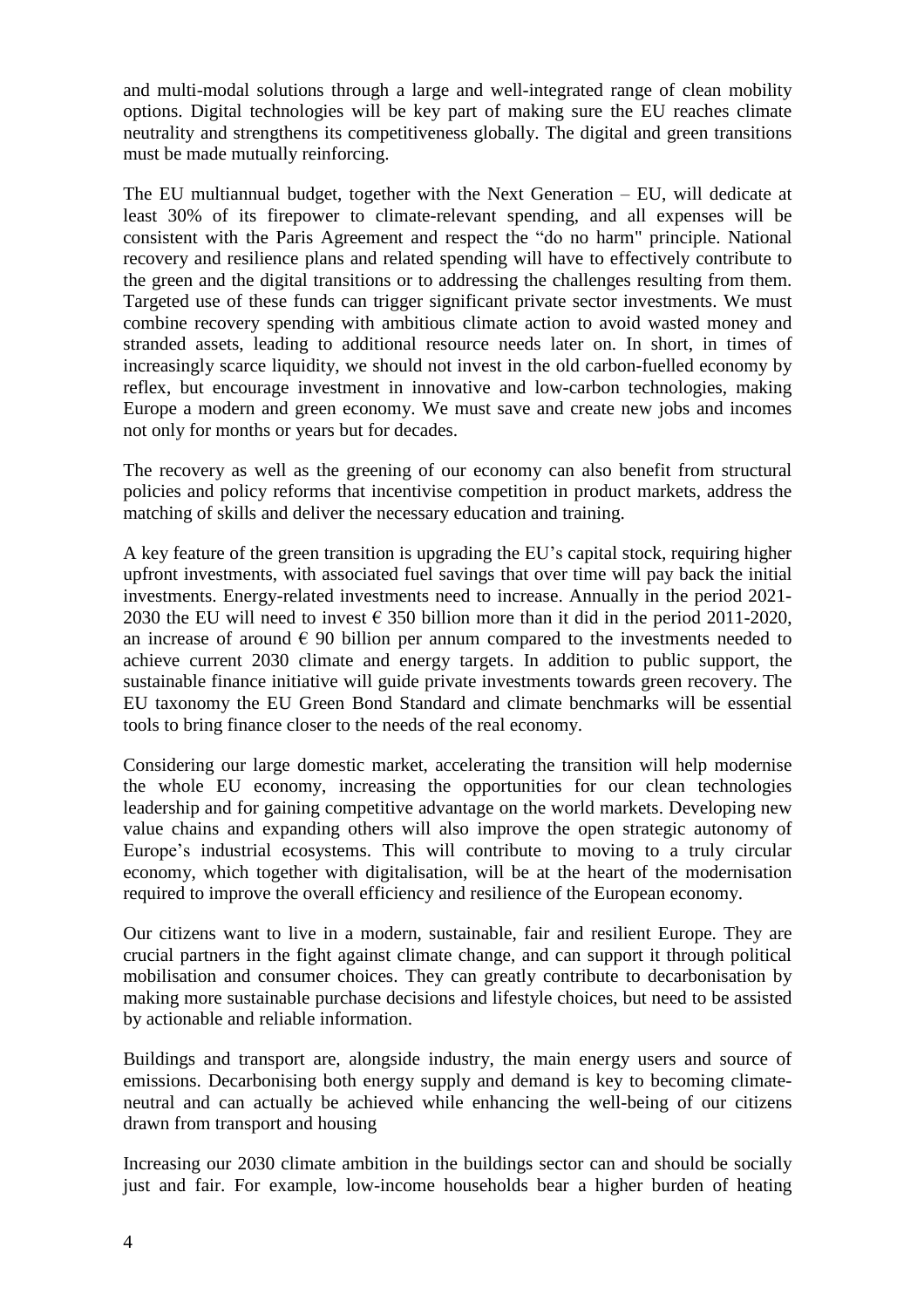and multi-modal solutions through a large and well-integrated range of clean mobility options. Digital technologies will be key part of making sure the EU reaches climate neutrality and strengthens its competitiveness globally. The digital and green transitions must be made mutually reinforcing.

The EU multiannual budget, together with the Next Generation – EU, will dedicate at least 30% of its firepower to climate-relevant spending, and all expenses will be consistent with the Paris Agreement and respect the "do no harm" principle. National recovery and resilience plans and related spending will have to effectively contribute to the green and the digital transitions or to addressing the challenges resulting from them. Targeted use of these funds can trigger significant private sector investments. We must combine recovery spending with ambitious climate action to avoid wasted money and stranded assets, leading to additional resource needs later on. In short, in times of increasingly scarce liquidity, we should not invest in the old carbon-fuelled economy by reflex, but encourage investment in innovative and low-carbon technologies, making Europe a modern and green economy. We must save and create new jobs and incomes not only for months or years but for decades.

The recovery as well as the greening of our economy can also benefit from structural policies and policy reforms that incentivise competition in product markets, address the matching of skills and deliver the necessary education and training.

A key feature of the green transition is upgrading the EU's capital stock, requiring higher upfront investments, with associated fuel savings that over time will pay back the initial investments. Energy-related investments need to increase. Annually in the period 2021-2030 the EU will need to invest € 350 billion more than it did in the period 2011-2020, an increase of around € 90 billion per annum compared to the investments needed to achieve current 2030 climate and energy targets. In addition to public support, the sustainable finance initiative will guide private investments towards green recovery. The EU taxonomy the EU Green Bond Standard and climate benchmarks will be essential tools to bring finance closer to the needs of the real economy.

Considering our large domestic market, accelerating the transition will help modernise the whole EU economy, increasing the opportunities for our clean technologies leadership and for gaining competitive advantage on the world markets. Developing new value chains and expanding others will also improve the open strategic autonomy of Europe's industrial ecosystems. This will contribute to moving to a truly circular economy, which together with digitalisation, will be at the heart of the modernisation required to improve the overall efficiency and resilience of the European economy.

Our citizens want to live in a modern, sustainable, fair and resilient Europe. They are crucial partners in the fight against climate change, and can support it through political mobilisation and consumer choices. They can greatly contribute to decarbonisation by making more sustainable purchase decisions and lifestyle choices, but need to be assisted by actionable and reliable information.

Buildings and transport are, alongside industry, the main energy users and source of emissions. Decarbonising both energy supply and demand is key to becoming climate-neutral and can actually be achieved while enhancing the well-being of our citizens drawn from transport and housing

Increasing our 2030 climate ambition in the buildings sector can and should be socially just and fair. For example, low-income households bear a higher burden of heating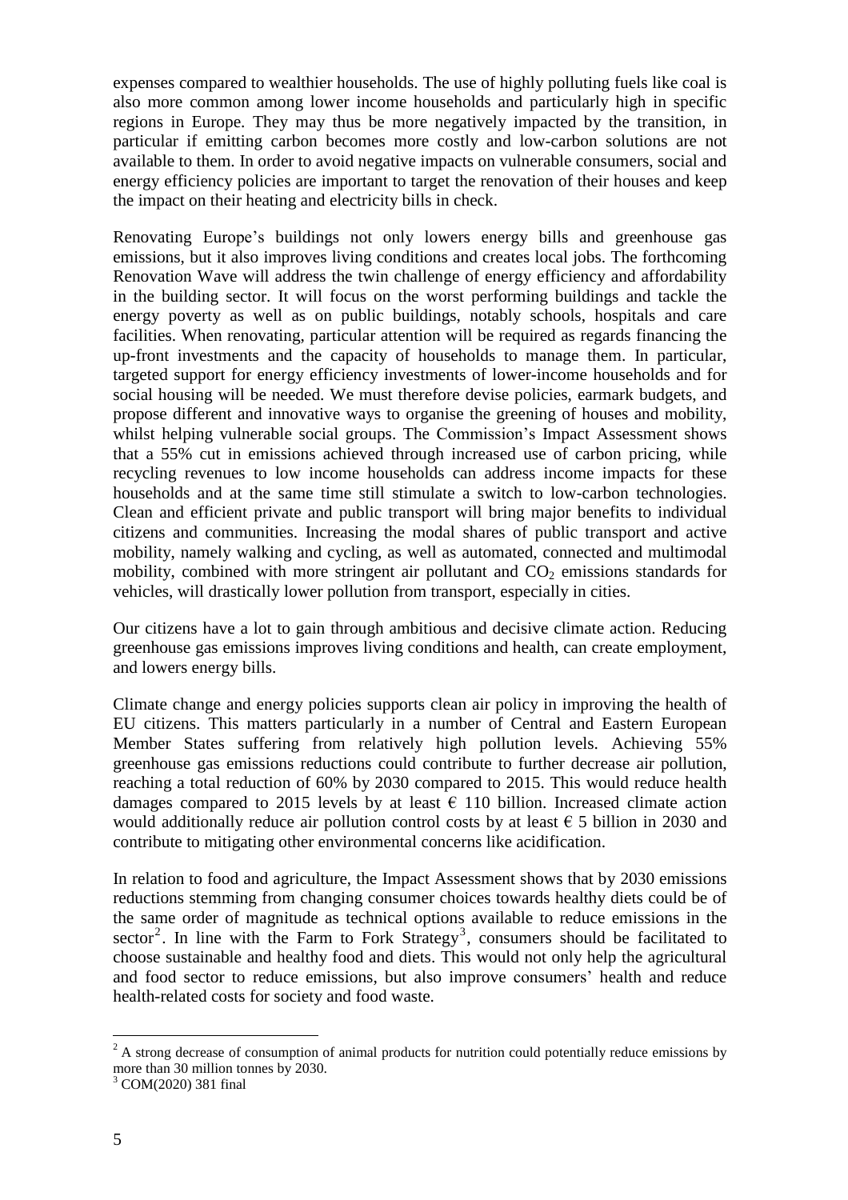expenses compared to wealthier households. The use of highly polluting fuels like coal is also more common among lower income households and particularly high in specific regions in Europe. They may thus be more negatively impacted by the transition, in particular if emitting carbon becomes more costly and low-carbon solutions are not available to them. In order to avoid negative impacts on vulnerable consumers, social and energy efficiency policies are important to target the renovation of their houses and keep the impact on their heating and electricity bills in check.

Renovating Europe's buildings not only lowers energy bills and greenhouse gas emissions, but it also improves living conditions and creates local jobs. The forthcoming Renovation Wave will address the twin challenge of energy efficiency and affordability in the building sector. It will focus on the worst performing buildings and tackle the energy poverty as well as on public buildings, notably schools, hospitals and care facilities. When renovating, particular attention will be required as regards financing the up-front investments and the capacity of households to manage them. In particular, targeted support for energy efficiency investments of lower-income households and for social housing will be needed. We must therefore devise policies, earmark budgets, and propose different and innovative ways to organise the greening of houses and mobility, whilst helping vulnerable social groups. The Commission's Impact Assessment shows that a 55% cut in emissions achieved through increased use of carbon pricing, while recycling revenues to low income households can address income impacts for these households and at the same time still stimulate a switch to low-carbon technologies. Clean and efficient private and public transport will bring major benefits to individual citizens and communities. Increasing the modal shares of public transport and active mobility, namely walking and cycling, as well as automated, connected and multimodal mobility, combined with more stringent air pollutant and $CO_2$ emissions standards for vehicles, will drastically lower pollution from transport, especially in cities.

Our citizens have a lot to gain through ambitious and decisive climate action. Reducing greenhouse gas emissions improves living conditions and health, can create employment, and lowers energy bills.

Climate change and energy policies supports clean air policy in improving the health of EU citizens. This matters particularly in a number of Central and Eastern European Member States suffering from relatively high pollution levels. Achieving 55% greenhouse gas emissions reductions could contribute to further decrease air pollution, reaching a total reduction of 60% by 2030 compared to 2015. This would reduce health damages compared to 2015 levels by at least € 110 billion. Increased climate action would additionally reduce air pollution control costs by at least € 5 billion in 2030 and contribute to mitigating other environmental concerns like acidification.

In relation to food and agriculture, the Impact Assessment shows that by 2030 emissions reductions stemming from changing consumer choices towards healthy diets could be of the same order of magnitude as technical options available to reduce emissions in the sector[2]. In line with the Farm to Fork Strategy[3], consumers should be facilitated to choose sustainable and healthy food and diets. This would not only help the agricultural and food sector to reduce emissions, but also improve consumers' health and reduce health-related costs for society and food waste.

[2] A strong decrease of consumption of animal products for nutrition could potentially reduce emissions by more than 30 million tonnes by 2030.

[3] COM(2020) 381 final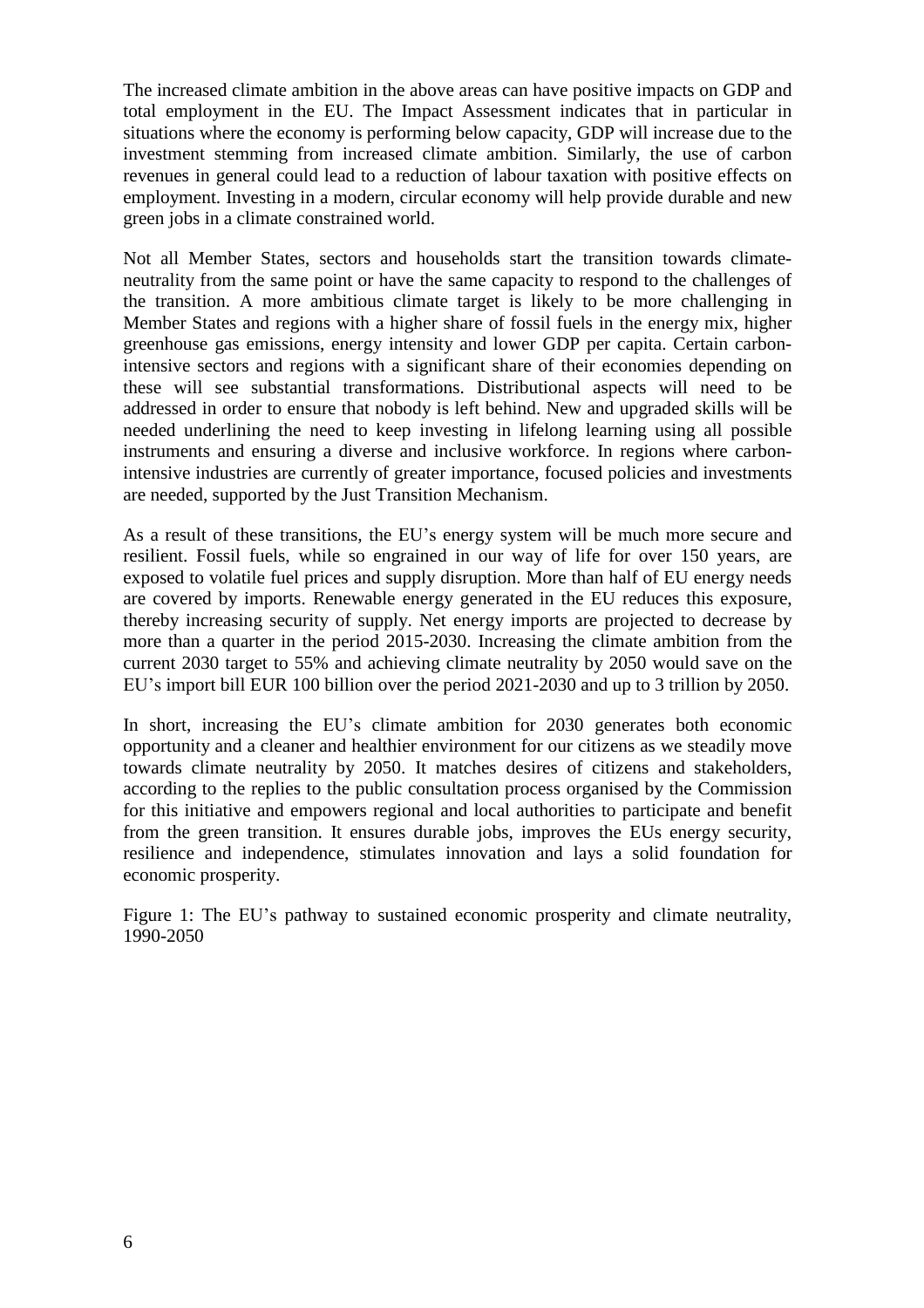The increased climate ambition in the above areas can have positive impacts on GDP and total employment in the EU. The Impact Assessment indicates that in particular in situations where the economy is performing below capacity, GDP will increase due to the investment stemming from increased climate ambition. Similarly, the use of carbon revenues in general could lead to a reduction of labour taxation with positive effects on employment. Investing in a modern, circular economy will help provide durable and new green jobs in a climate constrained world.

Not all Member States, sectors and households start the transition towards climate-neutrality from the same point or have the same capacity to respond to the challenges of the transition. A more ambitious climate target is likely to be more challenging in Member States and regions with a higher share of fossil fuels in the energy mix, higher greenhouse gas emissions, energy intensity and lower GDP per capita. Certain carbon-intensive sectors and regions with a significant share of their economies depending on these will see substantial transformations. Distributional aspects will need to be addressed in order to ensure that nobody is left behind. New and upgraded skills will be needed underlining the need to keep investing in lifelong learning using all possible instruments and ensuring a diverse and inclusive workforce. In regions where carbon-intensive industries are currently of greater importance, focused policies and investments are needed, supported by the Just Transition Mechanism.

As a result of these transitions, the EU's energy system will be much more secure and resilient. Fossil fuels, while so engrained in our way of life for over 150 years, are exposed to volatile fuel prices and supply disruption. More than half of EU energy needs are covered by imports. Renewable energy generated in the EU reduces this exposure, thereby increasing security of supply. Net energy imports are projected to decrease by more than a quarter in the period 2015-2030. Increasing the climate ambition from the current 2030 target to 55% and achieving climate neutrality by 2050 would save on the EU's import bill EUR 100 billion over the period 2021-2030 and up to 3 trillion by 2050.

In short, increasing the EU's climate ambition for 2030 generates both economic opportunity and a cleaner and healthier environment for our citizens as we steadily move towards climate neutrality by 2050. It matches desires of citizens and stakeholders, according to the replies to the public consultation process organised by the Commission for this initiative and empowers regional and local authorities to participate and benefit from the green transition. It ensures durable jobs, improves the EUs energy security, resilience and independence, stimulates innovation and lays a solid foundation for economic prosperity.

Figure 1: The EU's pathway to sustained economic prosperity and climate neutrality, 1990-2050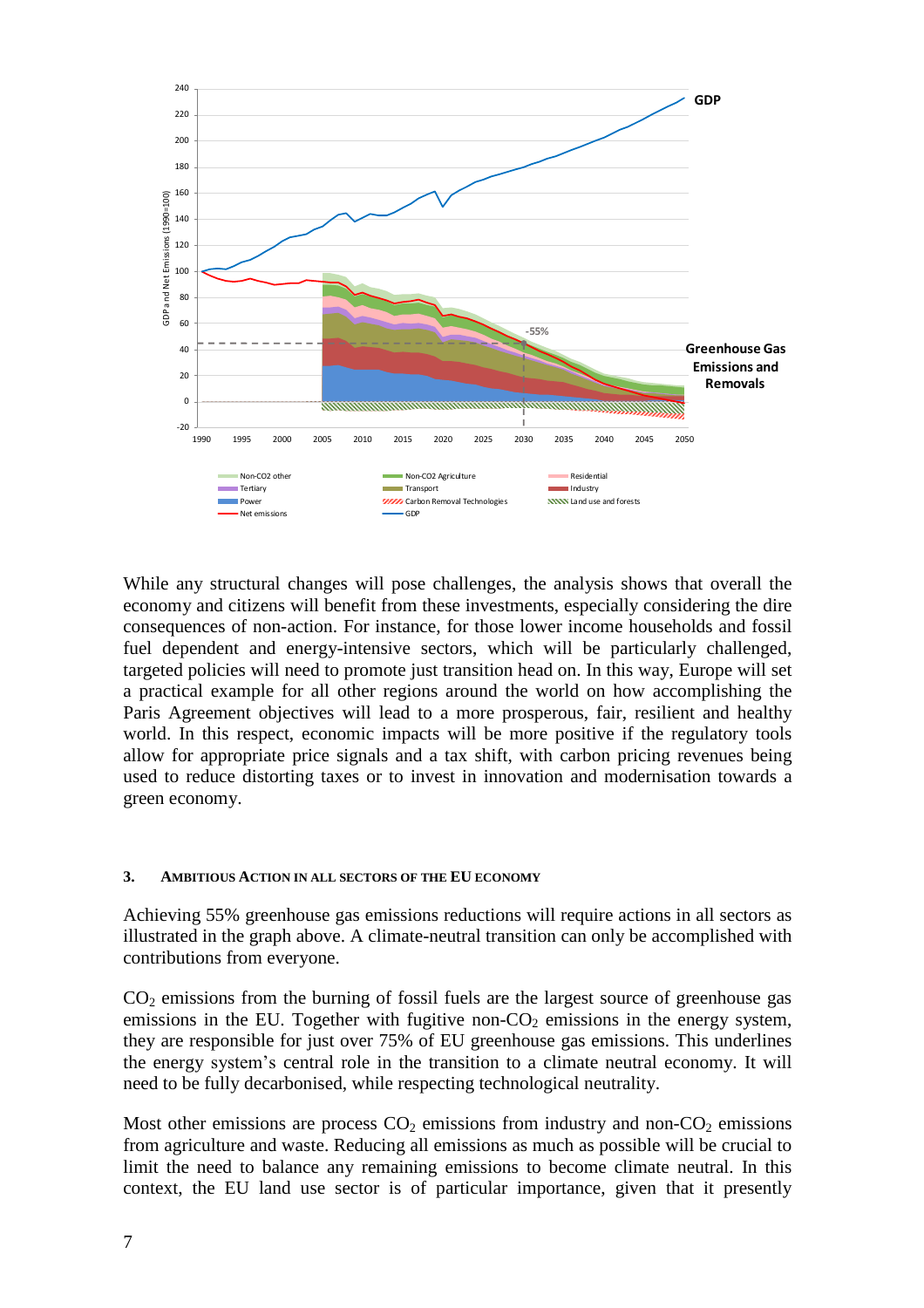While any structural changes will pose challenges, the analysis shows that overall the economy and citizens will benefit from these investments, especially considering the dire consequences of non-action. For instance, for those lower income households and fossil fuel dependent and energy-intensive sectors, which will be particularly challenged, targeted policies will need to promote just transition head on. In this way, Europe will set a practical example for all other regions around the world on how accomplishing the Paris Agreement objectives will lead to a more prosperous, fair, resilient and healthy world. In this respect, economic impacts will be more positive if the regulatory tools allow for appropriate price signals and a tax shift, with carbon pricing revenues being used to reduce distorting taxes or to invest in innovation and modernisation towards a green economy.

## 3. Ambitious Action in all Sectors of the EU Economy

Achieving 55% greenhouse gas emissions reductions will require actions in all sectors as illustrated in the graph above. A climate-neutral transition can only be accomplished with contributions from everyone.

$CO_2$ emissions from the burning of fossil fuels are the largest source of greenhouse gas emissions in the EU. Together with fugitive non-$CO_2$ emissions in the energy system, they are responsible for just over 75% of EU greenhouse gas emissions. This underlines the energy system's central role in the transition to a climate neutral economy. It will need to be fully decarbonised, while respecting technological neutrality.

Most other emissions are process $CO_2$ emissions from industry and non-$CO_2$ emissions from agriculture and waste. Reducing all emissions as much as possible will be crucial to limit the need to balance any remaining emissions to become climate neutral. In this context, the EU land use sector is of particular importance, given that it presently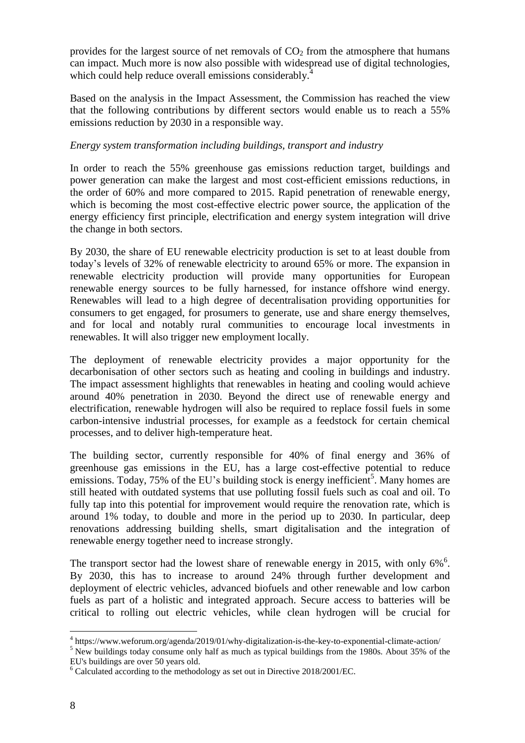provides for the largest source of net removals of $CO_2$ from the atmosphere that humans can impact. Much more is now also possible with widespread use of digital technologies, which could help reduce overall emissions considerably.[4]

Based on the analysis in the Impact Assessment, the Commission has reached the view that the following contributions by different sectors would enable us to reach a 55% emissions reduction by 2030 in a responsible way.

*Energy system transformation including buildings, transport and industry*

In order to reach the 55% greenhouse gas emissions reduction target, buildings and power generation can make the largest and most cost-efficient emissions reductions, in the order of 60% and more compared to 2015. Rapid penetration of renewable energy, which is becoming the most cost-effective electric power source, the application of the energy efficiency first principle, electrification and energy system integration will drive the change in both sectors.

By 2030, the share of EU renewable electricity production is set to at least double from today's levels of 32% of renewable electricity to around 65% or more. The expansion in renewable electricity production will provide many opportunities for European renewable energy sources to be fully harnessed, for instance offshore wind energy. Renewables will lead to a high degree of decentralisation providing opportunities for consumers to get engaged, for prosumers to generate, use and share energy themselves, and for local and notably rural communities to encourage local investments in renewables. It will also trigger new employment locally.

The deployment of renewable electricity provides a major opportunity for the decarbonisation of other sectors such as heating and cooling in buildings and industry. The impact assessment highlights that renewables in heating and cooling would achieve around 40% penetration in 2030. Beyond the direct use of renewable energy and electrification, renewable hydrogen will also be required to replace fossil fuels in some carbon-intensive industrial processes, for example as a feedstock for certain chemical processes, and to deliver high-temperature heat.

The building sector, currently responsible for 40% of final energy and 36% of greenhouse gas emissions in the EU, has a large cost-effective potential to reduce emissions. Today, 75% of the EU's building stock is energy inefficient[5]. Many homes are still heated with outdated systems that use polluting fossil fuels such as coal and oil. To fully tap into this potential for improvement would require the renovation rate, which is around 1% today, to double and more in the period up to 2030. In particular, deep renovations addressing building shells, smart digitalisation and the integration of renewable energy together need to increase strongly.

The transport sector had the lowest share of renewable energy in 2015, with only 6%[6]. By 2030, this has to increase to around 24% through further development and deployment of electric vehicles, advanced biofuels and other renewable and low carbon fuels as part of a holistic and integrated approach. Secure access to batteries will be critical to rolling out electric vehicles, while clean hydrogen will be crucial for

---

[4] https://www.weforum.org/agenda/2019/01/why-digitalization-is-the-key-to-exponential-climate-action/

[5] New buildings today consume only half as much as typical buildings from the 1980s. About 35% of the EU's buildings are over 50 years old.

[6] Calculated according to the methodology as set out in Directive 2018/2001/EC.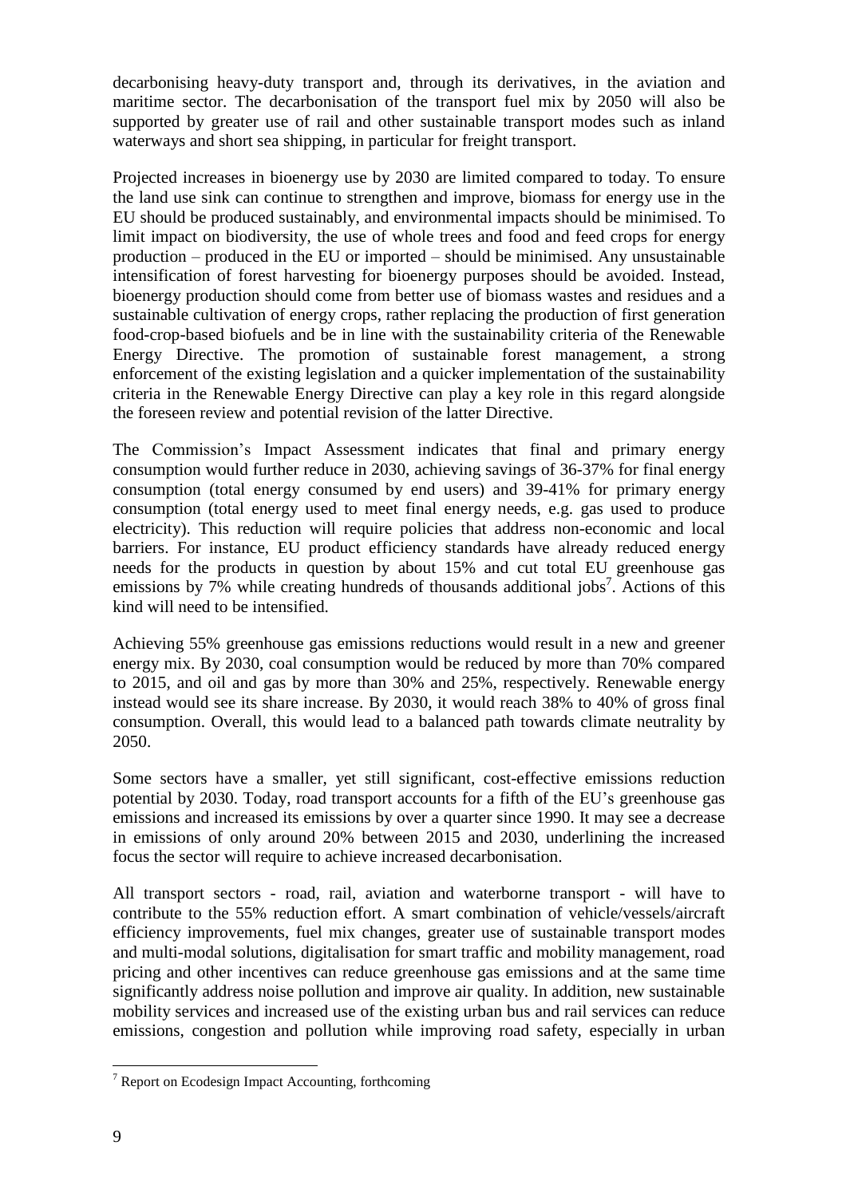decarbonising heavy-duty transport and, through its derivatives, in the aviation and maritime sector. The decarbonisation of the transport fuel mix by 2050 will also be supported by greater use of rail and other sustainable transport modes such as inland waterways and short sea shipping, in particular for freight transport.

Projected increases in bioenergy use by 2030 are limited compared to today. To ensure the land use sink can continue to strengthen and improve, biomass for energy use in the EU should be produced sustainably, and environmental impacts should be minimised. To limit impact on biodiversity, the use of whole trees and food and feed crops for energy production – produced in the EU or imported – should be minimised. Any unsustainable intensification of forest harvesting for bioenergy purposes should be avoided. Instead, bioenergy production should come from better use of biomass wastes and residues and a sustainable cultivation of energy crops, rather replacing the production of first generation food-crop-based biofuels and be in line with the sustainability criteria of the Renewable Energy Directive. The promotion of sustainable forest management, a strong enforcement of the existing legislation and a quicker implementation of the sustainability criteria in the Renewable Energy Directive can play a key role in this regard alongside the foreseen review and potential revision of the latter Directive.

The Commission's Impact Assessment indicates that final and primary energy consumption would further reduce in 2030, achieving savings of 36-37% for final energy consumption (total energy consumed by end users) and 39-41% for primary energy consumption (total energy used to meet final energy needs, e.g. gas used to produce electricity). This reduction will require policies that address non-economic and local barriers. For instance, EU product efficiency standards have already reduced energy needs for the products in question by about 15% and cut total EU greenhouse gas emissions by 7% while creating hundreds of thousands additional jobs[7]. Actions of this kind will need to be intensified.

Achieving 55% greenhouse gas emissions reductions would result in a new and greener energy mix. By 2030, coal consumption would be reduced by more than 70% compared to 2015, and oil and gas by more than 30% and 25%, respectively. Renewable energy instead would see its share increase. By 2030, it would reach 38% to 40% of gross final consumption. Overall, this would lead to a balanced path towards climate neutrality by 2050.

Some sectors have a smaller, yet still significant, cost-effective emissions reduction potential by 2030. Today, road transport accounts for a fifth of the EU's greenhouse gas emissions and increased its emissions by over a quarter since 1990. It may see a decrease in emissions of only around 20% between 2015 and 2030, underlining the increased focus the sector will require to achieve increased decarbonisation.

All transport sectors - road, rail, aviation and waterborne transport - will have to contribute to the 55% reduction effort. A smart combination of vehicle/vessels/aircraft efficiency improvements, fuel mix changes, greater use of sustainable transport modes and multi-modal solutions, digitalisation for smart traffic and mobility management, road pricing and other incentives can reduce greenhouse gas emissions and at the same time significantly address noise pollution and improve air quality. In addition, new sustainable mobility services and increased use of the existing urban bus and rail services can reduce emissions, congestion and pollution while improving road safety, especially in urban

[7] Report on Ecodesign Impact Accounting, forthcoming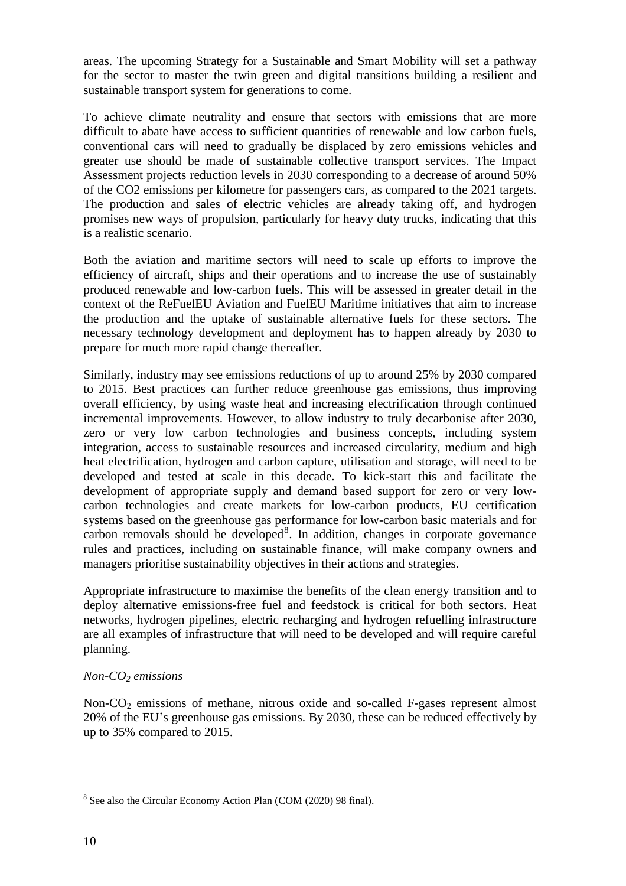areas. The upcoming Strategy for a Sustainable and Smart Mobility will set a pathway for the sector to master the twin green and digital transitions building a resilient and sustainable transport system for generations to come.

To achieve climate neutrality and ensure that sectors with emissions that are more difficult to abate have access to sufficient quantities of renewable and low carbon fuels, conventional cars will need to gradually be displaced by zero emissions vehicles and greater use should be made of sustainable collective transport services. The Impact Assessment projects reduction levels in 2030 corresponding to a decrease of around 50% of the CO2 emissions per kilometre for passengers cars, as compared to the 2021 targets. The production and sales of electric vehicles are already taking off, and hydrogen promises new ways of propulsion, particularly for heavy duty trucks, indicating that this is a realistic scenario.

Both the aviation and maritime sectors will need to scale up efforts to improve the efficiency of aircraft, ships and their operations and to increase the use of sustainably produced renewable and low-carbon fuels. This will be assessed in greater detail in the context of the ReFuelEU Aviation and FuelEU Maritime initiatives that aim to increase the production and the uptake of sustainable alternative fuels for these sectors. The necessary technology development and deployment has to happen already by 2030 to prepare for much more rapid change thereafter.

Similarly, industry may see emissions reductions of up to around 25% by 2030 compared to 2015. Best practices can further reduce greenhouse gas emissions, thus improving overall efficiency, by using waste heat and increasing electrification through continued incremental improvements. However, to allow industry to truly decarbonise after 2030, zero or very low carbon technologies and business concepts, including system integration, access to sustainable resources and increased circularity, medium and high heat electrification, hydrogen and carbon capture, utilisation and storage, will need to be developed and tested at scale in this decade. To kick-start this and facilitate the development of appropriate supply and demand based support for zero or very low-carbon technologies and create markets for low-carbon products, EU certification systems based on the greenhouse gas performance for low-carbon basic materials and for carbon removals should be developed[8]. In addition, changes in corporate governance rules and practices, including on sustainable finance, will make company owners and managers prioritise sustainability objectives in their actions and strategies.

Appropriate infrastructure to maximise the benefits of the clean energy transition and to deploy alternative emissions-free fuel and feedstock is critical for both sectors. Heat networks, hydrogen pipelines, electric recharging and hydrogen refuelling infrastructure are all examples of infrastructure that will need to be developed and will require careful planning.

*Non-$CO_2$ emissions*

Non-$CO_2$ emissions of methane, nitrous oxide and so-called F-gases represent almost 20% of the EU's greenhouse gas emissions. By 2030, these can be reduced effectively by up to 35% compared to 2015.

[8] See also the Circular Economy Action Plan (COM (2020) 98 final).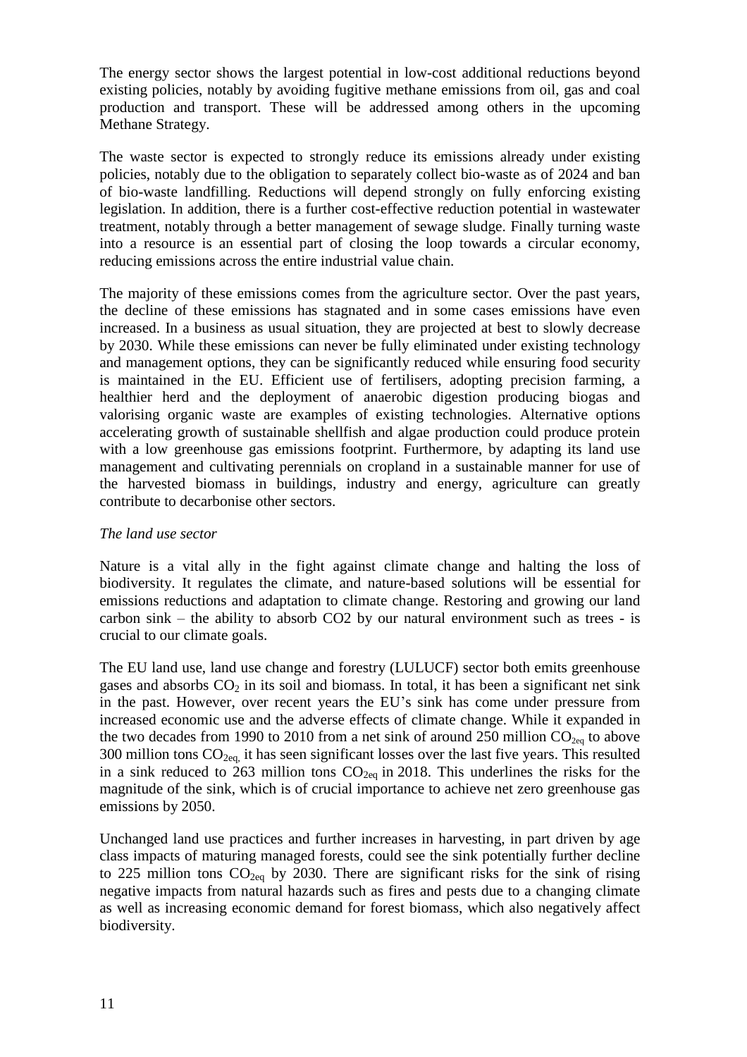The energy sector shows the largest potential in low-cost additional reductions beyond existing policies, notably by avoiding fugitive methane emissions from oil, gas and coal production and transport. These will be addressed among others in the upcoming Methane Strategy.

The waste sector is expected to strongly reduce its emissions already under existing policies, notably due to the obligation to separately collect bio-waste as of 2024 and ban of bio-waste landfilling. Reductions will depend strongly on fully enforcing existing legislation. In addition, there is a further cost-effective reduction potential in wastewater treatment, notably through a better management of sewage sludge. Finally turning waste into a resource is an essential part of closing the loop towards a circular economy, reducing emissions across the entire industrial value chain.

The majority of these emissions comes from the agriculture sector. Over the past years, the decline of these emissions has stagnated and in some cases emissions have even increased. In a business as usual situation, they are projected at best to slowly decrease by 2030. While these emissions can never be fully eliminated under existing technology and management options, they can be significantly reduced while ensuring food security is maintained in the EU. Efficient use of fertilisers, adopting precision farming, a healthier herd and the deployment of anaerobic digestion producing biogas and valorising organic waste are examples of existing technologies. Alternative options accelerating growth of sustainable shellfish and algae production could produce protein with a low greenhouse gas emissions footprint. Furthermore, by adapting its land use management and cultivating perennials on cropland in a sustainable manner for use of the harvested biomass in buildings, industry and energy, agriculture can greatly contribute to decarbonise other sectors.

*The land use sector*

Nature is a vital ally in the fight against climate change and halting the loss of biodiversity. It regulates the climate, and nature-based solutions will be essential for emissions reductions and adaptation to climate change. Restoring and growing our land carbon sink – the ability to absorb CO2 by our natural environment such as trees - is crucial to our climate goals.

The EU land use, land use change and forestry (LULUCF) sector both emits greenhouse gases and absorbs $CO_2$ in its soil and biomass. In total, it has been a significant net sink in the past. However, over recent years the EU's sink has come under pressure from increased economic use and the adverse effects of climate change. While it expanded in the two decades from 1990 to 2010 from a net sink of around 250 million $CO_{2eq}$ to above 300 million tons $CO_{2eq,}$ it has seen significant losses over the last five years. This resulted in a sink reduced to 263 million tons $CO_{2eq}$ in 2018. This underlines the risks for the magnitude of the sink, which is of crucial importance to achieve net zero greenhouse gas emissions by 2050.

Unchanged land use practices and further increases in harvesting, in part driven by age class impacts of maturing managed forests, could see the sink potentially further decline to 225 million tons $CO_{2eq}$ by 2030. There are significant risks for the sink of rising negative impacts from natural hazards such as fires and pests due to a changing climate as well as increasing economic demand for forest biomass, which also negatively affect biodiversity.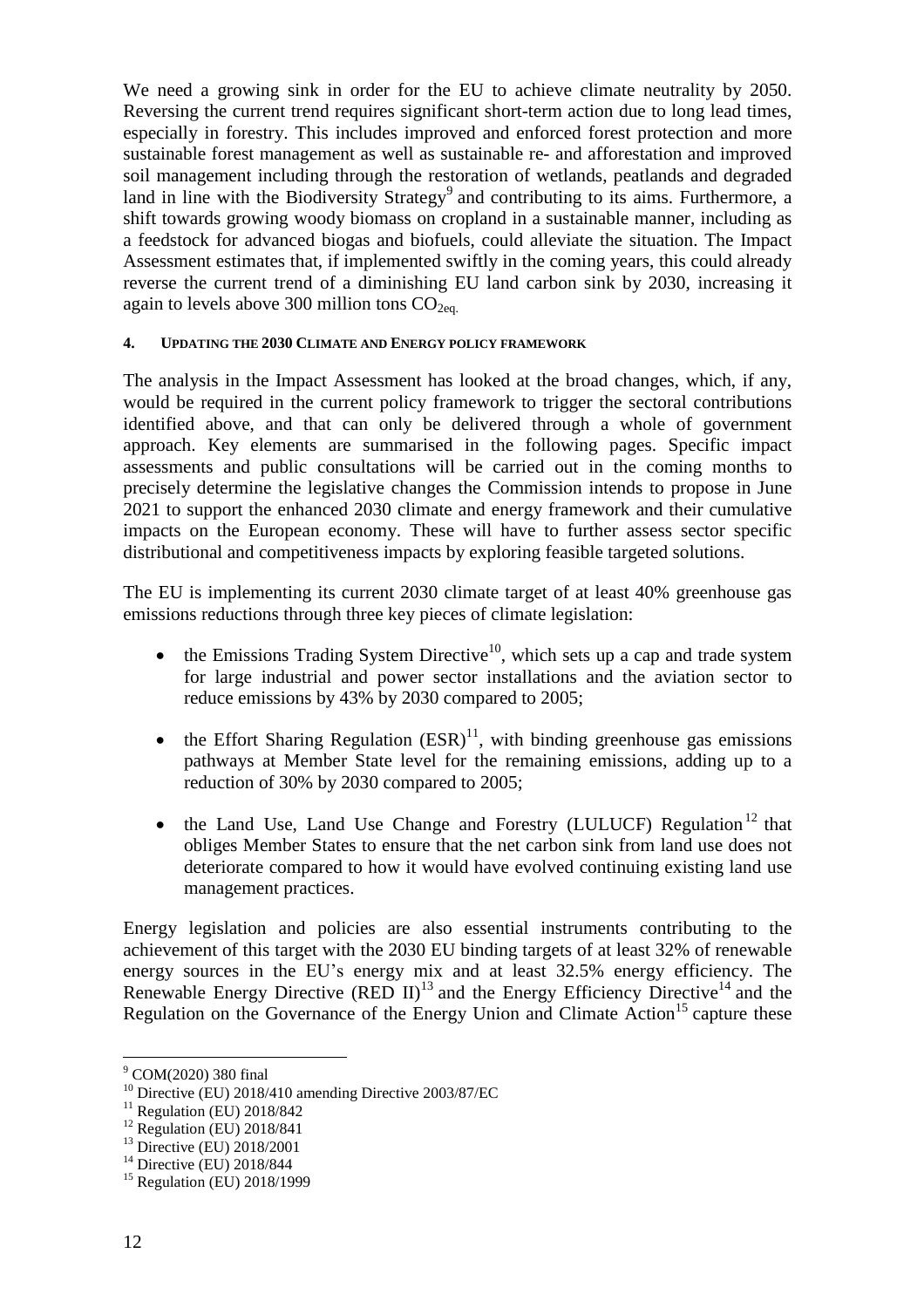We need a growing sink in order for the EU to achieve climate neutrality by 2050. Reversing the current trend requires significant short-term action due to long lead times, especially in forestry. This includes improved and enforced forest protection and more sustainable forest management as well as sustainable re- and afforestation and improved soil management including through the restoration of wetlands, peatlands and degraded land in line with the Biodiversity Strategy[9] and contributing to its aims. Furthermore, a shift towards growing woody biomass on cropland in a sustainable manner, including as a feedstock for advanced biogas and biofuels, could alleviate the situation. The Impact Assessment estimates that, if implemented swiftly in the coming years, this could already reverse the current trend of a diminishing EU land carbon sink by 2030, increasing it again to levels above 300 million tons $CO_{2eq.}$

#### 4. UPDATING THE 2030 CLIMATE AND ENERGY POLICY FRAMEWORK

The analysis in the Impact Assessment has looked at the broad changes, which, if any, would be required in the current policy framework to trigger the sectoral contributions identified above, and that can only be delivered through a whole of government approach. Key elements are summarised in the following pages. Specific impact assessments and public consultations will be carried out in the coming months to precisely determine the legislative changes the Commission intends to propose in June 2021 to support the enhanced 2030 climate and energy framework and their cumulative impacts on the European economy. These will have to further assess sector specific distributional and competitiveness impacts by exploring feasible targeted solutions.

The EU is implementing its current 2030 climate target of at least 40% greenhouse gas emissions reductions through three key pieces of climate legislation:

- the Emissions Trading System Directive[10], which sets up a cap and trade system for large industrial and power sector installations and the aviation sector to reduce emissions by 43% by 2030 compared to 2005;
- the Effort Sharing Regulation (ESR)[11], with binding greenhouse gas emissions pathways at Member State level for the remaining emissions, adding up to a reduction of 30% by 2030 compared to 2005;
- the Land Use, Land Use Change and Forestry (LULUCF) Regulation[12] that obliges Member States to ensure that the net carbon sink from land use does not deteriorate compared to how it would have evolved continuing existing land use management practices.

Energy legislation and policies are also essential instruments contributing to the achievement of this target with the 2030 EU binding targets of at least 32% of renewable energy sources in the EU's energy mix and at least 32.5% energy efficiency. The Renewable Energy Directive (RED II)[13] and the Energy Efficiency Directive[14] and the Regulation on the Governance of the Energy Union and Climate Action[15] capture these

---

[9] COM(2020) 380 final

[10] Directive (EU) 2018/410 amending Directive 2003/87/EC

[11] Regulation (EU) 2018/842

[12] Regulation (EU) 2018/841

[13] Directive (EU) 2018/2001

[14] Directive (EU) 2018/844

[15] Regulation (EU) 2018/1999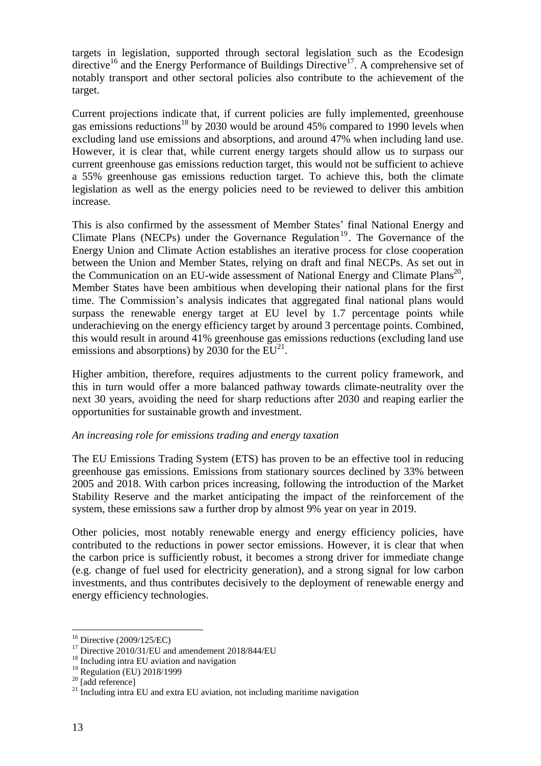targets in legislation, supported through sectoral legislation such as the Ecodesign directive[16] and the Energy Performance of Buildings Directive[17]. A comprehensive set of notably transport and other sectoral policies also contribute to the achievement of the target.

Current projections indicate that, if current policies are fully implemented, greenhouse gas emissions reductions[18] by 2030 would be around 45% compared to 1990 levels when excluding land use emissions and absorptions, and around 47% when including land use. However, it is clear that, while current energy targets should allow us to surpass our current greenhouse gas emissions reduction target, this would not be sufficient to achieve a 55% greenhouse gas emissions reduction target. To achieve this, both the climate legislation as well as the energy policies need to be reviewed to deliver this ambition increase.

This is also confirmed by the assessment of Member States' final National Energy and Climate Plans (NECPs) under the Governance Regulation[19]. The Governance of the Energy Union and Climate Action establishes an iterative process for close cooperation between the Union and Member States, relying on draft and final NECPs. As set out in the Communication on an EU-wide assessment of National Energy and Climate Plans[20], Member States have been ambitious when developing their national plans for the first time. The Commission's analysis indicates that aggregated final national plans would surpass the renewable energy target at EU level by 1.7 percentage points while underachieving on the energy efficiency target by around 3 percentage points. Combined, this would result in around 41% greenhouse gas emissions reductions (excluding land use emissions and absorptions) by 2030 for the EU[21].

Higher ambition, therefore, requires adjustments to the current policy framework, and this in turn would offer a more balanced pathway towards climate-neutrality over the next 30 years, avoiding the need for sharp reductions after 2030 and reaping earlier the opportunities for sustainable growth and investment.

*An increasing role for emissions trading and energy taxation*

The EU Emissions Trading System (ETS) has proven to be an effective tool in reducing greenhouse gas emissions. Emissions from stationary sources declined by 33% between 2005 and 2018. With carbon prices increasing, following the introduction of the Market Stability Reserve and the market anticipating the impact of the reinforcement of the system, these emissions saw a further drop by almost 9% year on year in 2019.

Other policies, most notably renewable energy and energy efficiency policies, have contributed to the reductions in power sector emissions. However, it is clear that when the carbon price is sufficiently robust, it becomes a strong driver for immediate change (e.g. change of fuel used for electricity generation), and a strong signal for low carbon investments, and thus contributes decisively to the deployment of renewable energy and energy efficiency technologies.

---

[16] Directive (2009/125/EC)

[17] Directive 2010/31/EU and amendement 2018/844/EU

[18] Including intra EU aviation and navigation

[19] Regulation (EU) 2018/1999

[20] [add reference]

[21] Including intra EU and extra EU aviation, not including maritime navigation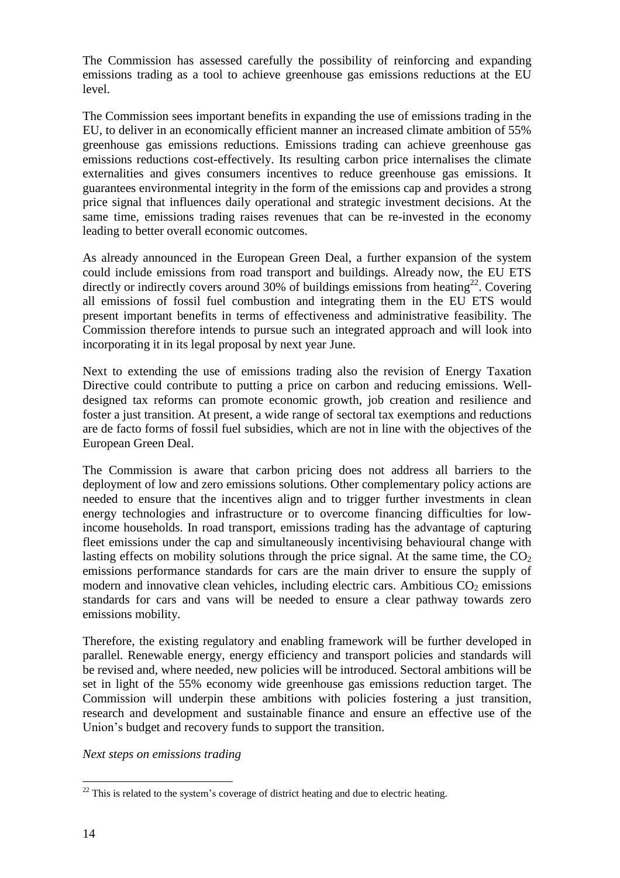The Commission has assessed carefully the possibility of reinforcing and expanding emissions trading as a tool to achieve greenhouse gas emissions reductions at the EU level.

The Commission sees important benefits in expanding the use of emissions trading in the EU, to deliver in an economically efficient manner an increased climate ambition of 55% greenhouse gas emissions reductions. Emissions trading can achieve greenhouse gas emissions reductions cost-effectively. Its resulting carbon price internalises the climate externalities and gives consumers incentives to reduce greenhouse gas emissions. It guarantees environmental integrity in the form of the emissions cap and provides a strong price signal that influences daily operational and strategic investment decisions. At the same time, emissions trading raises revenues that can be re-invested in the economy leading to better overall economic outcomes.

As already announced in the European Green Deal, a further expansion of the system could include emissions from road transport and buildings. Already now, the EU ETS directly or indirectly covers around 30% of buildings emissions from heating[22]. Covering all emissions of fossil fuel combustion and integrating them in the EU ETS would present important benefits in terms of effectiveness and administrative feasibility. The Commission therefore intends to pursue such an integrated approach and will look into incorporating it in its legal proposal by next year June.

Next to extending the use of emissions trading also the revision of Energy Taxation Directive could contribute to putting a price on carbon and reducing emissions. Well-designed tax reforms can promote economic growth, job creation and resilience and foster a just transition. At present, a wide range of sectoral tax exemptions and reductions are de facto forms of fossil fuel subsidies, which are not in line with the objectives of the European Green Deal.

The Commission is aware that carbon pricing does not address all barriers to the deployment of low and zero emissions solutions. Other complementary policy actions are needed to ensure that the incentives align and to trigger further investments in clean energy technologies and infrastructure or to overcome financing difficulties for low-income households. In road transport, emissions trading has the advantage of capturing fleet emissions under the cap and simultaneously incentivising behavioural change with lasting effects on mobility solutions through the price signal. At the same time, the $CO_2$ emissions performance standards for cars are the main driver to ensure the supply of modern and innovative clean vehicles, including electric cars. Ambitious $CO_2$ emissions standards for cars and vans will be needed to ensure a clear pathway towards zero emissions mobility.

Therefore, the existing regulatory and enabling framework will be further developed in parallel. Renewable energy, energy efficiency and transport policies and standards will be revised and, where needed, new policies will be introduced. Sectoral ambitions will be set in light of the 55% economy wide greenhouse gas emissions reduction target. The Commission will underpin these ambitions with policies fostering a just transition, research and development and sustainable finance and ensure an effective use of the Union's budget and recovery funds to support the transition.

*Next steps on emissions trading*

[22] This is related to the system's coverage of district heating and due to electric heating.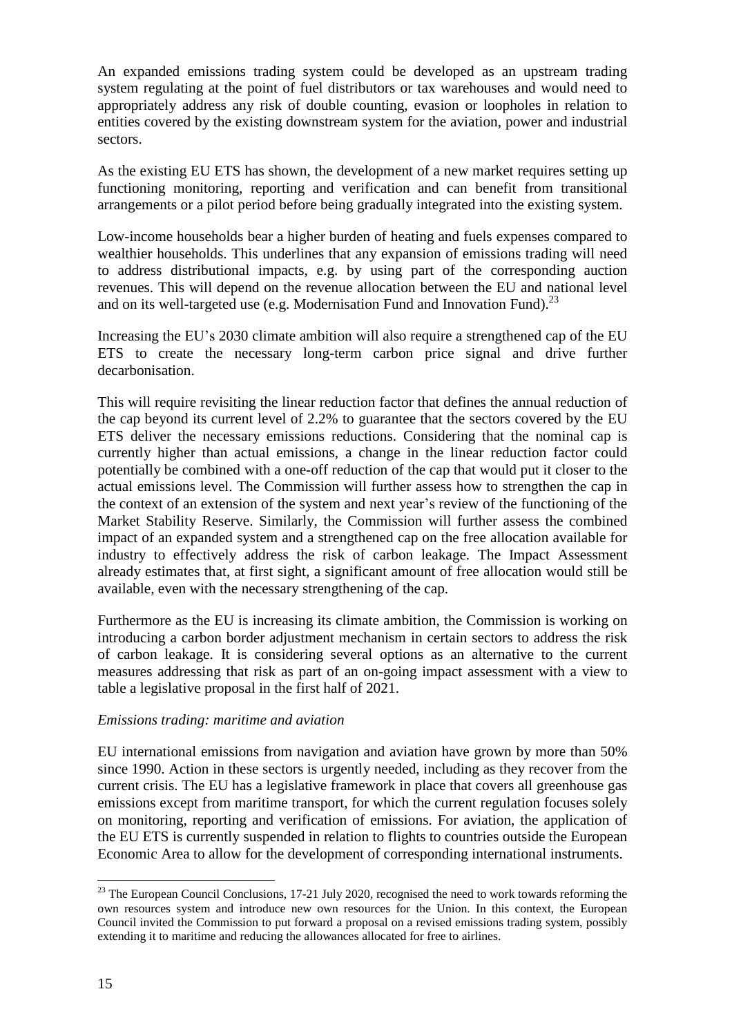An expanded emissions trading system could be developed as an upstream trading system regulating at the point of fuel distributors or tax warehouses and would need to appropriately address any risk of double counting, evasion or loopholes in relation to entities covered by the existing downstream system for the aviation, power and industrial sectors.

As the existing EU ETS has shown, the development of a new market requires setting up functioning monitoring, reporting and verification and can benefit from transitional arrangements or a pilot period before being gradually integrated into the existing system.

Low-income households bear a higher burden of heating and fuels expenses compared to wealthier households. This underlines that any expansion of emissions trading will need to address distributional impacts, e.g. by using part of the corresponding auction revenues. This will depend on the revenue allocation between the EU and national level and on its well-targeted use (e.g. Modernisation Fund and Innovation Fund).[23]

Increasing the EU's 2030 climate ambition will also require a strengthened cap of the EU ETS to create the necessary long-term carbon price signal and drive further decarbonisation.

This will require revisiting the linear reduction factor that defines the annual reduction of the cap beyond its current level of 2.2% to guarantee that the sectors covered by the EU ETS deliver the necessary emissions reductions. Considering that the nominal cap is currently higher than actual emissions, a change in the linear reduction factor could potentially be combined with a one-off reduction of the cap that would put it closer to the actual emissions level. The Commission will further assess how to strengthen the cap in the context of an extension of the system and next year's review of the functioning of the Market Stability Reserve. Similarly, the Commission will further assess the combined impact of an expanded system and a strengthened cap on the free allocation available for industry to effectively address the risk of carbon leakage. The Impact Assessment already estimates that, at first sight, a significant amount of free allocation would still be available, even with the necessary strengthening of the cap.

Furthermore as the EU is increasing its climate ambition, the Commission is working on introducing a carbon border adjustment mechanism in certain sectors to address the risk of carbon leakage. It is considering several options as an alternative to the current measures addressing that risk as part of an on-going impact assessment with a view to table a legislative proposal in the first half of 2021.

*Emissions trading: maritime and aviation*

EU international emissions from navigation and aviation have grown by more than 50% since 1990. Action in these sectors is urgently needed, including as they recover from the current crisis. The EU has a legislative framework in place that covers all greenhouse gas emissions except from maritime transport, for which the current regulation focuses solely on monitoring, reporting and verification of emissions. For aviation, the application of the EU ETS is currently suspended in relation to flights to countries outside the European Economic Area to allow for the development of corresponding international instruments.

[23] The European Council Conclusions, 17-21 July 2020, recognised the need to work towards reforming the own resources system and introduce new own resources for the Union. In this context, the European Council invited the Commission to put forward a proposal on a revised emissions trading system, possibly extending it to maritime and reducing the allowances allocated for free to airlines.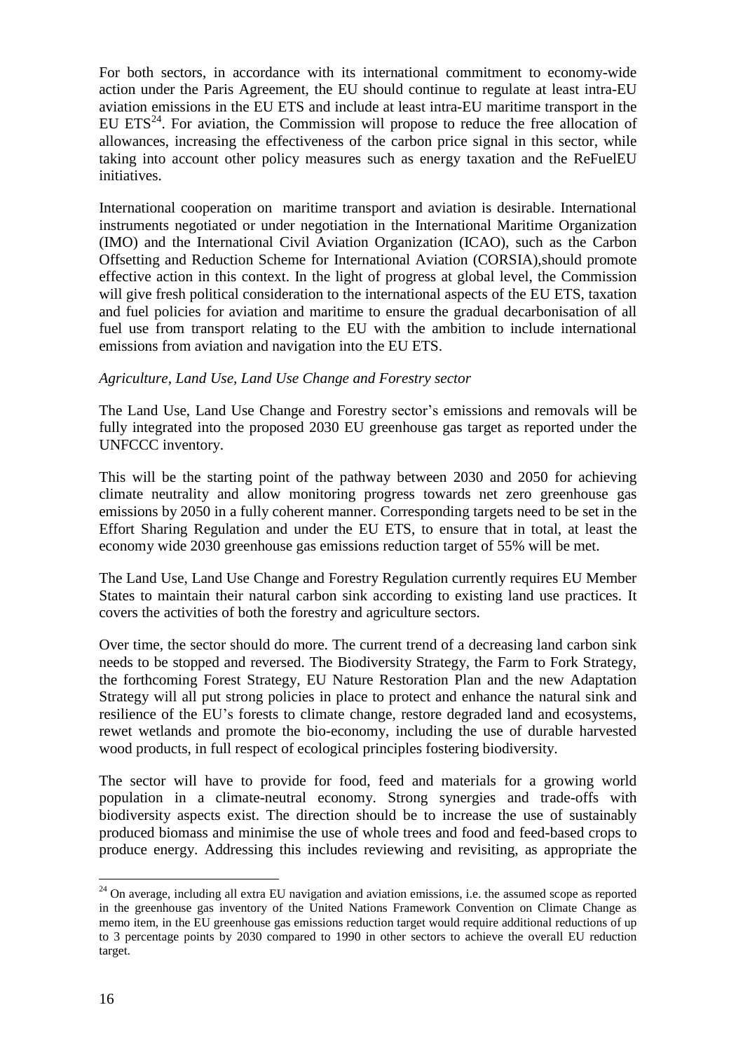For both sectors, in accordance with its international commitment to economy-wide action under the Paris Agreement, the EU should continue to regulate at least intra-EU aviation emissions in the EU ETS and include at least intra-EU maritime transport in the EU ETS[24]. For aviation, the Commission will propose to reduce the free allocation of allowances, increasing the effectiveness of the carbon price signal in this sector, while taking into account other policy measures such as energy taxation and the ReFuelEU initiatives.

International cooperation on maritime transport and aviation is desirable. International instruments negotiated or under negotiation in the International Maritime Organization (IMO) and the International Civil Aviation Organization (ICAO), such as the Carbon Offsetting and Reduction Scheme for International Aviation (CORSIA),should promote effective action in this context. In the light of progress at global level, the Commission will give fresh political consideration to the international aspects of the EU ETS, taxation and fuel policies for aviation and maritime to ensure the gradual decarbonisation of all fuel use from transport relating to the EU with the ambition to include international emissions from aviation and navigation into the EU ETS.

*Agriculture, Land Use, Land Use Change and Forestry sector*

The Land Use, Land Use Change and Forestry sector's emissions and removals will be fully integrated into the proposed 2030 EU greenhouse gas target as reported under the UNFCCC inventory.

This will be the starting point of the pathway between 2030 and 2050 for achieving climate neutrality and allow monitoring progress towards net zero greenhouse gas emissions by 2050 in a fully coherent manner. Corresponding targets need to be set in the Effort Sharing Regulation and under the EU ETS, to ensure that in total, at least the economy wide 2030 greenhouse gas emissions reduction target of 55% will be met.

The Land Use, Land Use Change and Forestry Regulation currently requires EU Member States to maintain their natural carbon sink according to existing land use practices. It covers the activities of both the forestry and agriculture sectors.

Over time, the sector should do more. The current trend of a decreasing land carbon sink needs to be stopped and reversed. The Biodiversity Strategy, the Farm to Fork Strategy, the forthcoming Forest Strategy, EU Nature Restoration Plan and the new Adaptation Strategy will all put strong policies in place to protect and enhance the natural sink and resilience of the EU's forests to climate change, restore degraded land and ecosystems, rewet wetlands and promote the bio-economy, including the use of durable harvested wood products, in full respect of ecological principles fostering biodiversity.

The sector will have to provide for food, feed and materials for a growing world population in a climate-neutral economy. Strong synergies and trade-offs with biodiversity aspects exist. The direction should be to increase the use of sustainably produced biomass and minimise the use of whole trees and food and feed-based crops to produce energy. Addressing this includes reviewing and revisiting, as appropriate the

[24] On average, including all extra EU navigation and aviation emissions, i.e. the assumed scope as reported in the greenhouse gas inventory of the United Nations Framework Convention on Climate Change as memo item, in the EU greenhouse gas emissions reduction target would require additional reductions of up to 3 percentage points by 2030 compared to 1990 in other sectors to achieve the overall EU reduction target.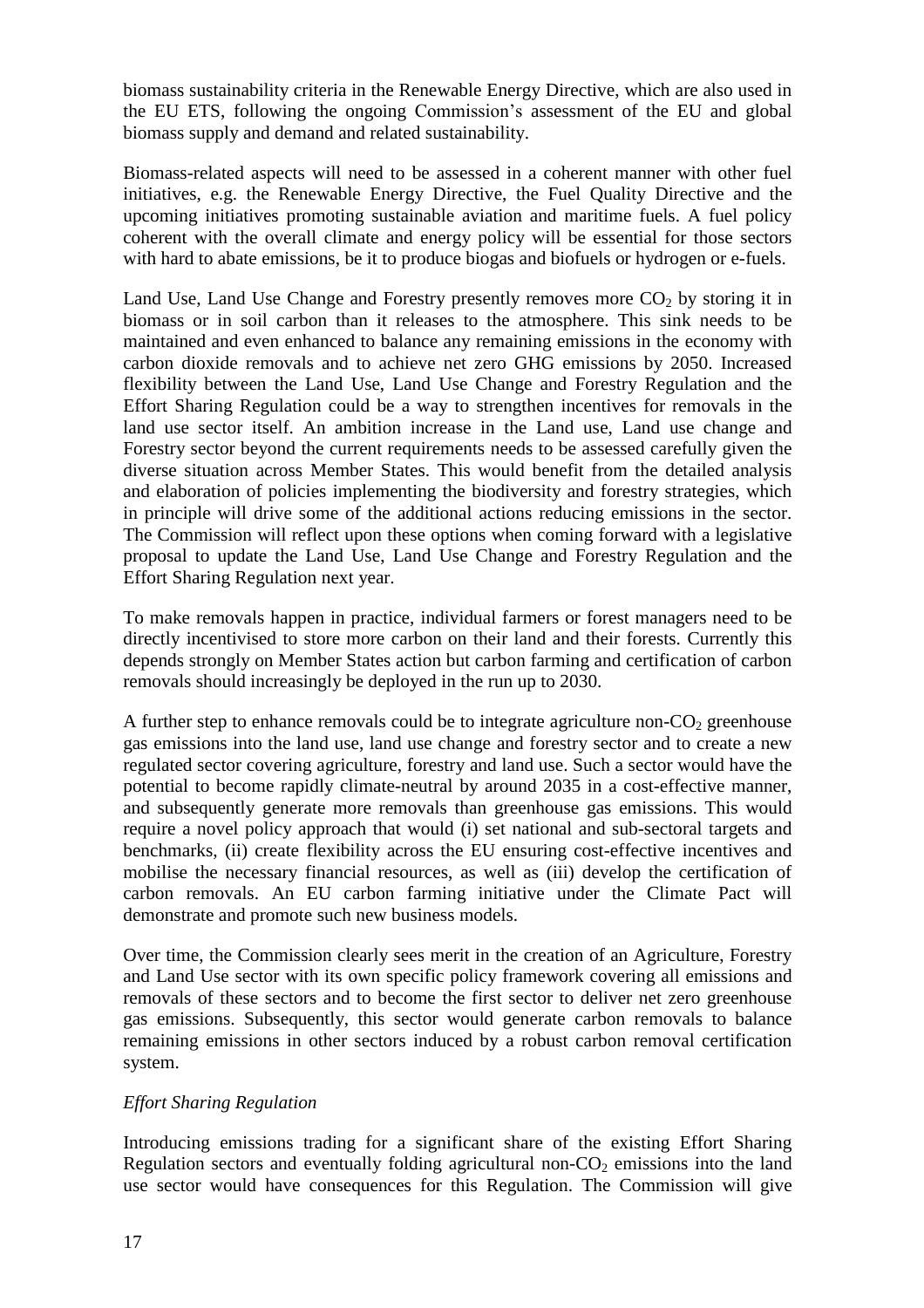biomass sustainability criteria in the Renewable Energy Directive, which are also used in the EU ETS, following the ongoing Commission's assessment of the EU and global biomass supply and demand and related sustainability.

Biomass-related aspects will need to be assessed in a coherent manner with other fuel initiatives, e.g. the Renewable Energy Directive, the Fuel Quality Directive and the upcoming initiatives promoting sustainable aviation and maritime fuels. A fuel policy coherent with the overall climate and energy policy will be essential for those sectors with hard to abate emissions, be it to produce biogas and biofuels or hydrogen or e-fuels.

Land Use, Land Use Change and Forestry presently removes more $CO_2$ by storing it in biomass or in soil carbon than it releases to the atmosphere. This sink needs to be maintained and even enhanced to balance any remaining emissions in the economy with carbon dioxide removals and to achieve net zero GHG emissions by 2050. Increased flexibility between the Land Use, Land Use Change and Forestry Regulation and the Effort Sharing Regulation could be a way to strengthen incentives for removals in the land use sector itself. An ambition increase in the Land use, Land use change and Forestry sector beyond the current requirements needs to be assessed carefully given the diverse situation across Member States. This would benefit from the detailed analysis and elaboration of policies implementing the biodiversity and forestry strategies, which in principle will drive some of the additional actions reducing emissions in the sector. The Commission will reflect upon these options when coming forward with a legislative proposal to update the Land Use, Land Use Change and Forestry Regulation and the Effort Sharing Regulation next year.

To make removals happen in practice, individual farmers or forest managers need to be directly incentivised to store more carbon on their land and their forests. Currently this depends strongly on Member States action but carbon farming and certification of carbon removals should increasingly be deployed in the run up to 2030.

A further step to enhance removals could be to integrate agriculture non-$CO_2$ greenhouse gas emissions into the land use, land use change and forestry sector and to create a new regulated sector covering agriculture, forestry and land use. Such a sector would have the potential to become rapidly climate-neutral by around 2035 in a cost-effective manner, and subsequently generate more removals than greenhouse gas emissions. This would require a novel policy approach that would (i) set national and sub-sectoral targets and benchmarks, (ii) create flexibility across the EU ensuring cost-effective incentives and mobilise the necessary financial resources, as well as (iii) develop the certification of carbon removals. An EU carbon farming initiative under the Climate Pact will demonstrate and promote such new business models.

Over time, the Commission clearly sees merit in the creation of an Agriculture, Forestry and Land Use sector with its own specific policy framework covering all emissions and removals of these sectors and to become the first sector to deliver net zero greenhouse gas emissions. Subsequently, this sector would generate carbon removals to balance remaining emissions in other sectors induced by a robust carbon removal certification system.

*Effort Sharing Regulation*

Introducing emissions trading for a significant share of the existing Effort Sharing Regulation sectors and eventually folding agricultural non-$CO_2$ emissions into the land use sector would have consequences for this Regulation. The Commission will give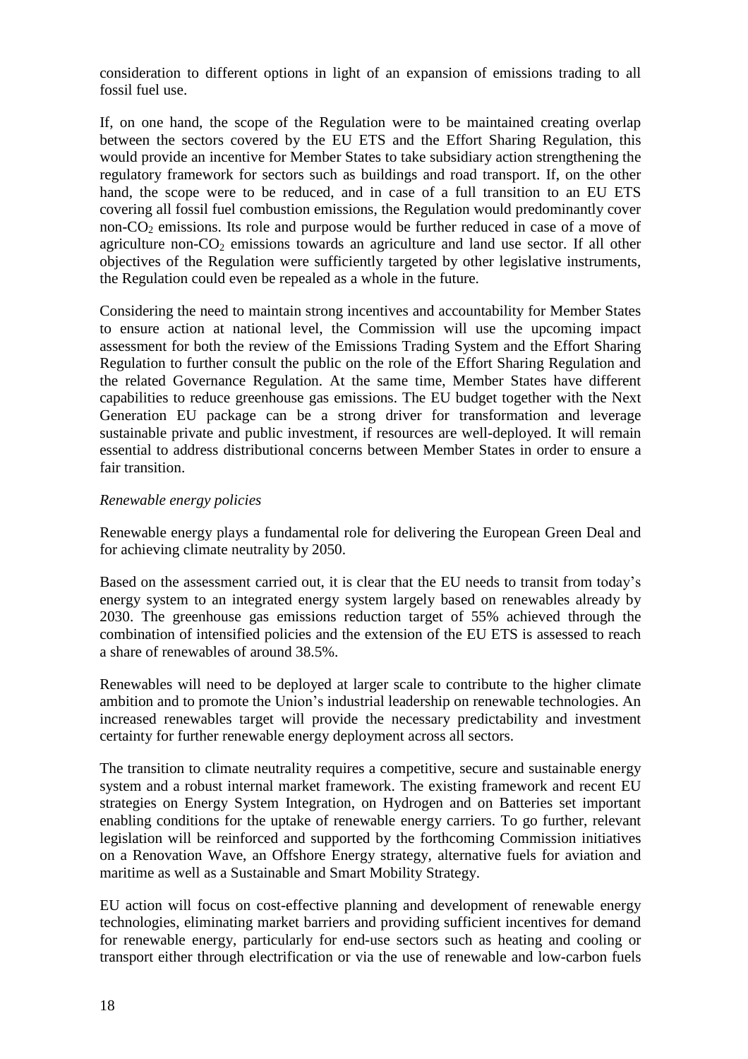consideration to different options in light of an expansion of emissions trading to all fossil fuel use.

If, on one hand, the scope of the Regulation were to be maintained creating overlap between the sectors covered by the EU ETS and the Effort Sharing Regulation, this would provide an incentive for Member States to take subsidiary action strengthening the regulatory framework for sectors such as buildings and road transport. If, on the other hand, the scope were to be reduced, and in case of a full transition to an EU ETS covering all fossil fuel combustion emissions, the Regulation would predominantly cover non-$CO_2$ emissions. Its role and purpose would be further reduced in case of a move of agriculture non-$CO_2$ emissions towards an agriculture and land use sector. If all other objectives of the Regulation were sufficiently targeted by other legislative instruments, the Regulation could even be repealed as a whole in the future.

Considering the need to maintain strong incentives and accountability for Member States to ensure action at national level, the Commission will use the upcoming impact assessment for both the review of the Emissions Trading System and the Effort Sharing Regulation to further consult the public on the role of the Effort Sharing Regulation and the related Governance Regulation. At the same time, Member States have different capabilities to reduce greenhouse gas emissions. The EU budget together with the Next Generation EU package can be a strong driver for transformation and leverage sustainable private and public investment, if resources are well-deployed. It will remain essential to address distributional concerns between Member States in order to ensure a fair transition.

*Renewable energy policies*

Renewable energy plays a fundamental role for delivering the European Green Deal and for achieving climate neutrality by 2050.

Based on the assessment carried out, it is clear that the EU needs to transit from today's energy system to an integrated energy system largely based on renewables already by 2030. The greenhouse gas emissions reduction target of 55% achieved through the combination of intensified policies and the extension of the EU ETS is assessed to reach a share of renewables of around 38.5%.

Renewables will need to be deployed at larger scale to contribute to the higher climate ambition and to promote the Union's industrial leadership on renewable technologies. An increased renewables target will provide the necessary predictability and investment certainty for further renewable energy deployment across all sectors.

The transition to climate neutrality requires a competitive, secure and sustainable energy system and a robust internal market framework. The existing framework and recent EU strategies on Energy System Integration, on Hydrogen and on Batteries set important enabling conditions for the uptake of renewable energy carriers. To go further, relevant legislation will be reinforced and supported by the forthcoming Commission initiatives on a Renovation Wave, an Offshore Energy strategy, alternative fuels for aviation and maritime as well as a Sustainable and Smart Mobility Strategy.

EU action will focus on cost-effective planning and development of renewable energy technologies, eliminating market barriers and providing sufficient incentives for demand for renewable energy, particularly for end-use sectors such as heating and cooling or transport either through electrification or via the use of renewable and low-carbon fuels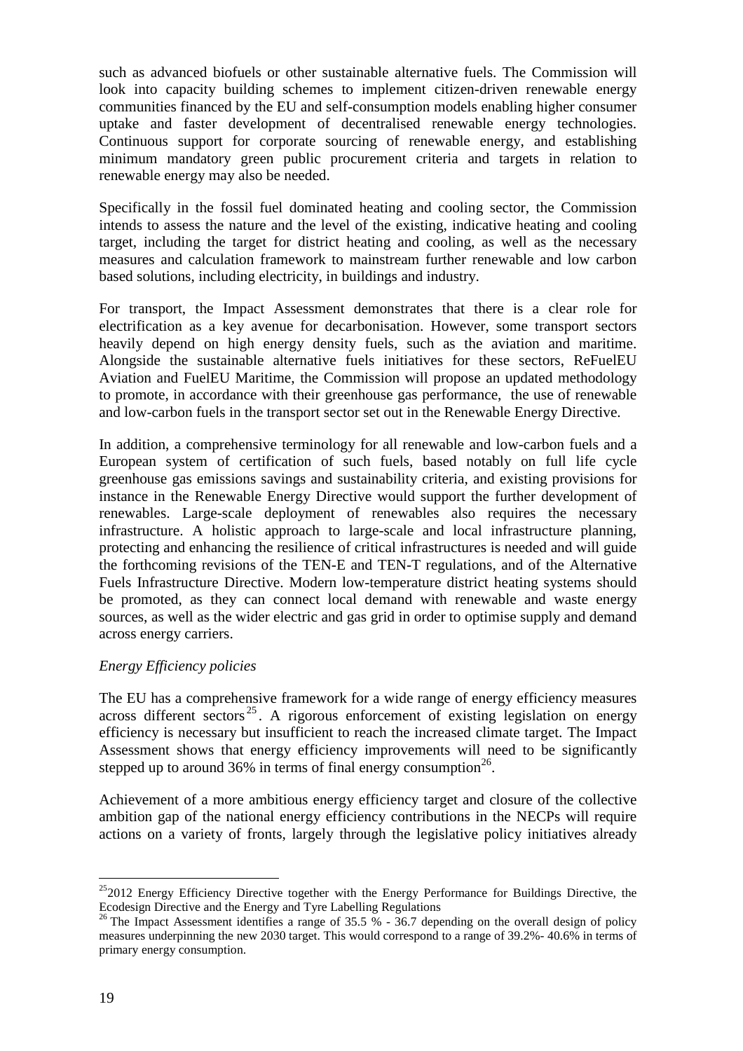such as advanced biofuels or other sustainable alternative fuels. The Commission will look into capacity building schemes to implement citizen-driven renewable energy communities financed by the EU and self-consumption models enabling higher consumer uptake and faster development of decentralised renewable energy technologies. Continuous support for corporate sourcing of renewable energy, and establishing minimum mandatory green public procurement criteria and targets in relation to renewable energy may also be needed.

Specifically in the fossil fuel dominated heating and cooling sector, the Commission intends to assess the nature and the level of the existing, indicative heating and cooling target, including the target for district heating and cooling, as well as the necessary measures and calculation framework to mainstream further renewable and low carbon based solutions, including electricity, in buildings and industry.

For transport, the Impact Assessment demonstrates that there is a clear role for electrification as a key avenue for decarbonisation. However, some transport sectors heavily depend on high energy density fuels, such as the aviation and maritime. Alongside the sustainable alternative fuels initiatives for these sectors, ReFuelEU Aviation and FuelEU Maritime, the Commission will propose an updated methodology to promote, in accordance with their greenhouse gas performance, the use of renewable and low-carbon fuels in the transport sector set out in the Renewable Energy Directive.

In addition, a comprehensive terminology for all renewable and low-carbon fuels and a European system of certification of such fuels, based notably on full life cycle greenhouse gas emissions savings and sustainability criteria, and existing provisions for instance in the Renewable Energy Directive would support the further development of renewables. Large-scale deployment of renewables also requires the necessary infrastructure. A holistic approach to large-scale and local infrastructure planning, protecting and enhancing the resilience of critical infrastructures is needed and will guide the forthcoming revisions of the TEN-E and TEN-T regulations, and of the Alternative Fuels Infrastructure Directive. Modern low-temperature district heating systems should be promoted, as they can connect local demand with renewable and waste energy sources, as well as the wider electric and gas grid in order to optimise supply and demand across energy carriers.

*Energy Efficiency policies*

The EU has a comprehensive framework for a wide range of energy efficiency measures across different sectors[25]. A rigorous enforcement of existing legislation on energy efficiency is necessary but insufficient to reach the increased climate target. The Impact Assessment shows that energy efficiency improvements will need to be significantly stepped up to around 36% in terms of final energy consumption[26].

Achievement of a more ambitious energy efficiency target and closure of the collective ambition gap of the national energy efficiency contributions in the NECPs will require actions on a variety of fronts, largely through the legislative policy initiatives already

---

[25] 2012 Energy Efficiency Directive together with the Energy Performance for Buildings Directive, the Ecodesign Directive and the Energy and Tyre Labelling Regulations

[26] The Impact Assessment identifies a range of 35.5 % - 36.7 depending on the overall design of policy measures underpinning the new 2030 target. This would correspond to a range of 39.2%- 40.6% in terms of primary energy consumption.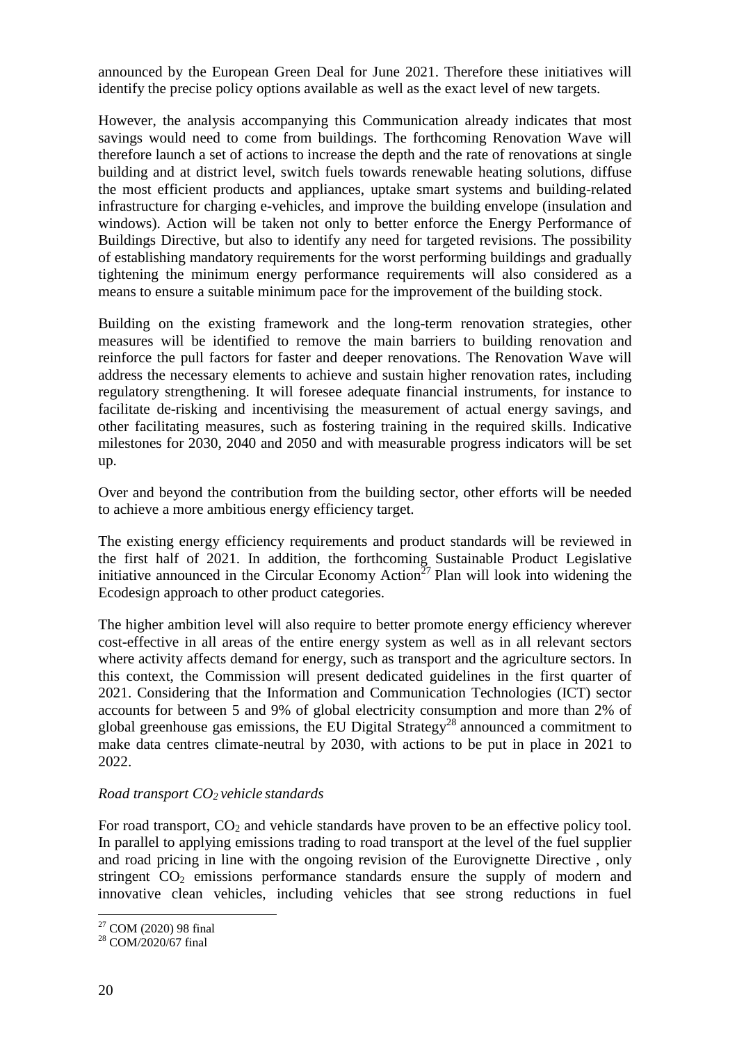announced by the European Green Deal for June 2021. Therefore these initiatives will identify the precise policy options available as well as the exact level of new targets.

However, the analysis accompanying this Communication already indicates that most savings would need to come from buildings. The forthcoming Renovation Wave will therefore launch a set of actions to increase the depth and the rate of renovations at single building and at district level, switch fuels towards renewable heating solutions, diffuse the most efficient products and appliances, uptake smart systems and building-related infrastructure for charging e-vehicles, and improve the building envelope (insulation and windows). Action will be taken not only to better enforce the Energy Performance of Buildings Directive, but also to identify any need for targeted revisions. The possibility of establishing mandatory requirements for the worst performing buildings and gradually tightening the minimum energy performance requirements will also considered as a means to ensure a suitable minimum pace for the improvement of the building stock.

Building on the existing framework and the long-term renovation strategies, other measures will be identified to remove the main barriers to building renovation and reinforce the pull factors for faster and deeper renovations. The Renovation Wave will address the necessary elements to achieve and sustain higher renovation rates, including regulatory strengthening. It will foresee adequate financial instruments, for instance to facilitate de-risking and incentivising the measurement of actual energy savings, and other facilitating measures, such as fostering training in the required skills. Indicative milestones for 2030, 2040 and 2050 and with measurable progress indicators will be set up.

Over and beyond the contribution from the building sector, other efforts will be needed to achieve a more ambitious energy efficiency target.

The existing energy efficiency requirements and product standards will be reviewed in the first half of 2021. In addition, the forthcoming Sustainable Product Legislative initiative announced in the Circular Economy Action[27] Plan will look into widening the Ecodesign approach to other product categories.

The higher ambition level will also require to better promote energy efficiency wherever cost-effective in all areas of the entire energy system as well as in all relevant sectors where activity affects demand for energy, such as transport and the agriculture sectors. In this context, the Commission will present dedicated guidelines in the first quarter of 2021. Considering that the Information and Communication Technologies (ICT) sector accounts for between 5 and 9% of global electricity consumption and more than 2% of global greenhouse gas emissions, the EU Digital Strategy[28] announced a commitment to make data centres climate-neutral by 2030, with actions to be put in place in 2021 to 2022.

*Road transport $CO_2$ vehicle standards*

For road transport, $CO_2$ and vehicle standards have proven to be an effective policy tool. In parallel to applying emissions trading to road transport at the level of the fuel supplier and road pricing in line with the ongoing revision of the Eurovignette Directive , only stringent $CO_2$ emissions performance standards ensure the supply of modern and innovative clean vehicles, including vehicles that see strong reductions in fuel

[27] COM (2020) 98 final

[28] COM/2020/67 final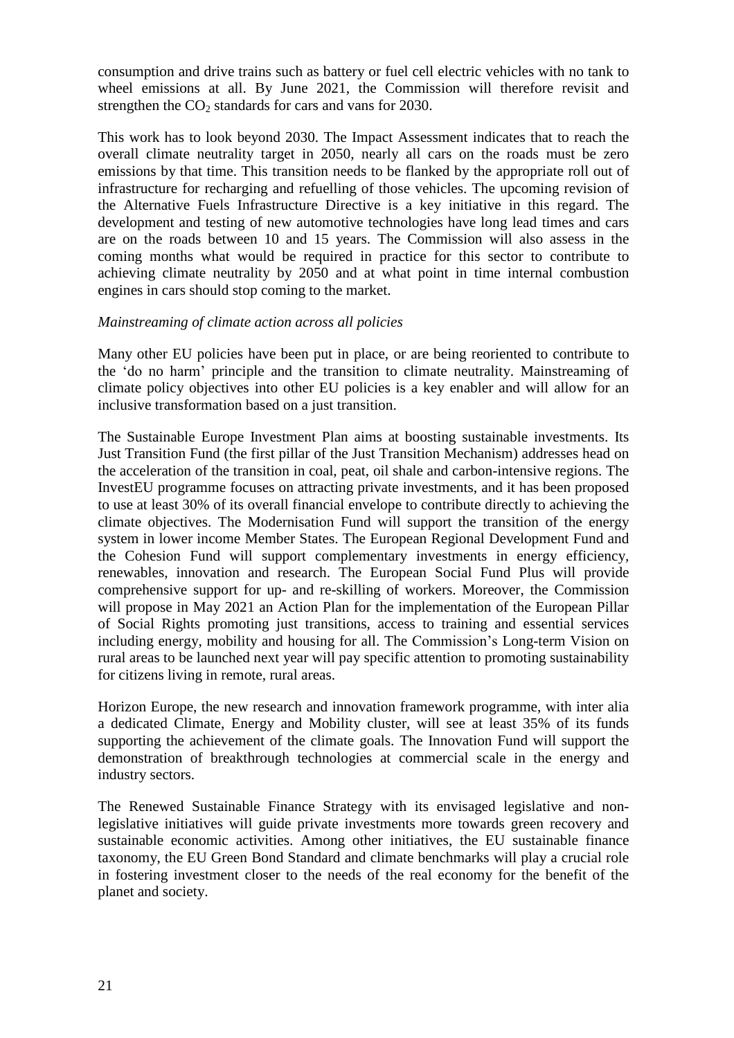consumption and drive trains such as battery or fuel cell electric vehicles with no tank to wheel emissions at all. By June 2021, the Commission will therefore revisit and strengthen the $CO_2$ standards for cars and vans for 2030.

This work has to look beyond 2030. The Impact Assessment indicates that to reach the overall climate neutrality target in 2050, nearly all cars on the roads must be zero emissions by that time. This transition needs to be flanked by the appropriate roll out of infrastructure for recharging and refuelling of those vehicles. The upcoming revision of the Alternative Fuels Infrastructure Directive is a key initiative in this regard. The development and testing of new automotive technologies have long lead times and cars are on the roads between 10 and 15 years. The Commission will also assess in the coming months what would be required in practice for this sector to contribute to achieving climate neutrality by 2050 and at what point in time internal combustion engines in cars should stop coming to the market.

*Mainstreaming of climate action across all policies*

Many other EU policies have been put in place, or are being reoriented to contribute to the 'do no harm' principle and the transition to climate neutrality. Mainstreaming of climate policy objectives into other EU policies is a key enabler and will allow for an inclusive transformation based on a just transition.

The Sustainable Europe Investment Plan aims at boosting sustainable investments. Its Just Transition Fund (the first pillar of the Just Transition Mechanism) addresses head on the acceleration of the transition in coal, peat, oil shale and carbon-intensive regions. The InvestEU programme focuses on attracting private investments, and it has been proposed to use at least 30% of its overall financial envelope to contribute directly to achieving the climate objectives. The Modernisation Fund will support the transition of the energy system in lower income Member States. The European Regional Development Fund and the Cohesion Fund will support complementary investments in energy efficiency, renewables, innovation and research. The European Social Fund Plus will provide comprehensive support for up- and re-skilling of workers. Moreover, the Commission will propose in May 2021 an Action Plan for the implementation of the European Pillar of Social Rights promoting just transitions, access to training and essential services including energy, mobility and housing for all. The Commission's Long-term Vision on rural areas to be launched next year will pay specific attention to promoting sustainability for citizens living in remote, rural areas.

Horizon Europe, the new research and innovation framework programme, with inter alia a dedicated Climate, Energy and Mobility cluster, will see at least 35% of its funds supporting the achievement of the climate goals. The Innovation Fund will support the demonstration of breakthrough technologies at commercial scale in the energy and industry sectors.

The Renewed Sustainable Finance Strategy with its envisaged legislative and non-legislative initiatives will guide private investments more towards green recovery and sustainable economic activities. Among other initiatives, the EU sustainable finance taxonomy, the EU Green Bond Standard and climate benchmarks will play a crucial role in fostering investment closer to the needs of the real economy for the benefit of the planet and society.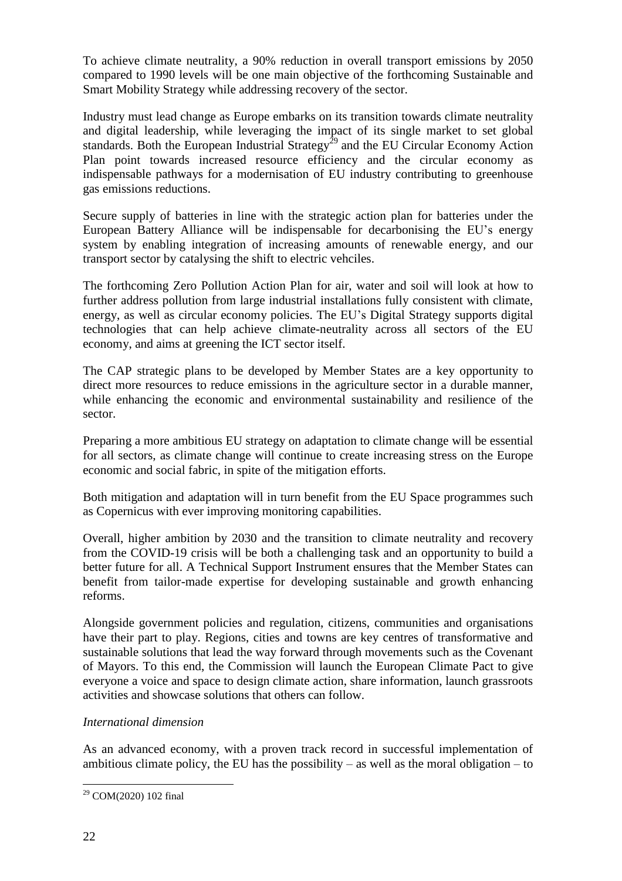To achieve climate neutrality, a 90% reduction in overall transport emissions by 2050 compared to 1990 levels will be one main objective of the forthcoming Sustainable and Smart Mobility Strategy while addressing recovery of the sector.

Industry must lead change as Europe embarks on its transition towards climate neutrality and digital leadership, while leveraging the impact of its single market to set global standards. Both the European Industrial Strategy[29] and the EU Circular Economy Action Plan point towards increased resource efficiency and the circular economy as indispensable pathways for a modernisation of EU industry contributing to greenhouse gas emissions reductions.

Secure supply of batteries in line with the strategic action plan for batteries under the European Battery Alliance will be indispensable for decarbonising the EU's energy system by enabling integration of increasing amounts of renewable energy, and our transport sector by catalysing the shift to electric vehciles.

The forthcoming Zero Pollution Action Plan for air, water and soil will look at how to further address pollution from large industrial installations fully consistent with climate, energy, as well as circular economy policies. The EU's Digital Strategy supports digital technologies that can help achieve climate-neutrality across all sectors of the EU economy, and aims at greening the ICT sector itself.

The CAP strategic plans to be developed by Member States are a key opportunity to direct more resources to reduce emissions in the agriculture sector in a durable manner, while enhancing the economic and environmental sustainability and resilience of the sector.

Preparing a more ambitious EU strategy on adaptation to climate change will be essential for all sectors, as climate change will continue to create increasing stress on the Europe economic and social fabric, in spite of the mitigation efforts.

Both mitigation and adaptation will in turn benefit from the EU Space programmes such as Copernicus with ever improving monitoring capabilities.

Overall, higher ambition by 2030 and the transition to climate neutrality and recovery from the COVID-19 crisis will be both a challenging task and an opportunity to build a better future for all. A Technical Support Instrument ensures that the Member States can benefit from tailor-made expertise for developing sustainable and growth enhancing reforms.

Alongside government policies and regulation, citizens, communities and organisations have their part to play. Regions, cities and towns are key centres of transformative and sustainable solutions that lead the way forward through movements such as the Covenant of Mayors. To this end, the Commission will launch the European Climate Pact to give everyone a voice and space to design climate action, share information, launch grassroots activities and showcase solutions that others can follow.

*International dimension*

As an advanced economy, with a proven track record in successful implementation of ambitious climate policy, the EU has the possibility – as well as the moral obligation – to

[29] COM(2020) 102 final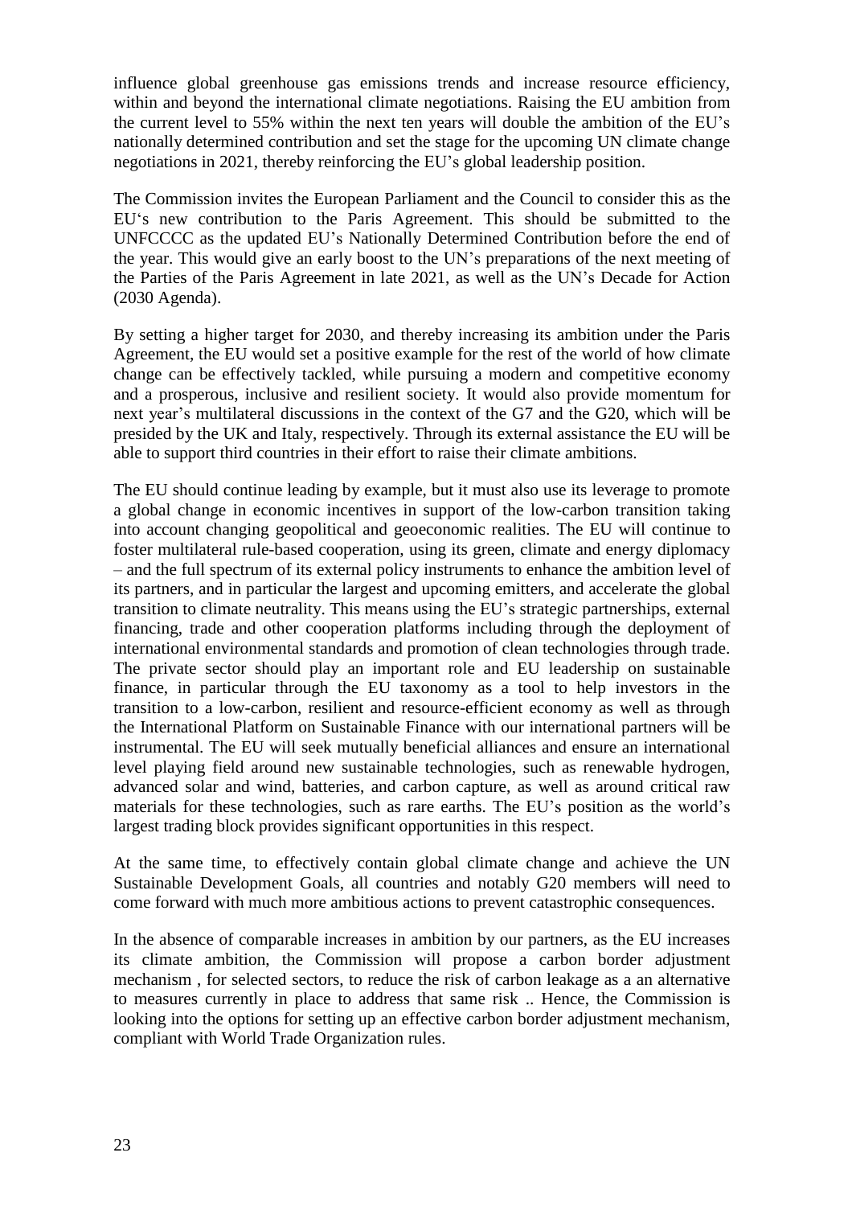influence global greenhouse gas emissions trends and increase resource efficiency, within and beyond the international climate negotiations. Raising the EU ambition from the current level to 55% within the next ten years will double the ambition of the EU's nationally determined contribution and set the stage for the upcoming UN climate change negotiations in 2021, thereby reinforcing the EU's global leadership position.

The Commission invites the European Parliament and the Council to consider this as the EU's new contribution to the Paris Agreement. This should be submitted to the UNFCCCC as the updated EU's Nationally Determined Contribution before the end of the year. This would give an early boost to the UN's preparations of the next meeting of the Parties of the Paris Agreement in late 2021, as well as the UN's Decade for Action (2030 Agenda).

By setting a higher target for 2030, and thereby increasing its ambition under the Paris Agreement, the EU would set a positive example for the rest of the world of how climate change can be effectively tackled, while pursuing a modern and competitive economy and a prosperous, inclusive and resilient society. It would also provide momentum for next year's multilateral discussions in the context of the G7 and the G20, which will be presided by the UK and Italy, respectively. Through its external assistance the EU will be able to support third countries in their effort to raise their climate ambitions.

The EU should continue leading by example, but it must also use its leverage to promote a global change in economic incentives in support of the low-carbon transition taking into account changing geopolitical and geoeconomic realities. The EU will continue to foster multilateral rule-based cooperation, using its green, climate and energy diplomacy – and the full spectrum of its external policy instruments to enhance the ambition level of its partners, and in particular the largest and upcoming emitters, and accelerate the global transition to climate neutrality. This means using the EU's strategic partnerships, external financing, trade and other cooperation platforms including through the deployment of international environmental standards and promotion of clean technologies through trade. The private sector should play an important role and EU leadership on sustainable finance, in particular through the EU taxonomy as a tool to help investors in the transition to a low-carbon, resilient and resource-efficient economy as well as through the International Platform on Sustainable Finance with our international partners will be instrumental. The EU will seek mutually beneficial alliances and ensure an international level playing field around new sustainable technologies, such as renewable hydrogen, advanced solar and wind, batteries, and carbon capture, as well as around critical raw materials for these technologies, such as rare earths. The EU's position as the world's largest trading block provides significant opportunities in this respect.

At the same time, to effectively contain global climate change and achieve the UN Sustainable Development Goals, all countries and notably G20 members will need to come forward with much more ambitious actions to prevent catastrophic consequences.

In the absence of comparable increases in ambition by our partners, as the EU increases its climate ambition, the Commission will propose a carbon border adjustment mechanism , for selected sectors, to reduce the risk of carbon leakage as a an alternative to measures currently in place to address that same risk .. Hence, the Commission is looking into the options for setting up an effective carbon border adjustment mechanism, compliant with World Trade Organization rules.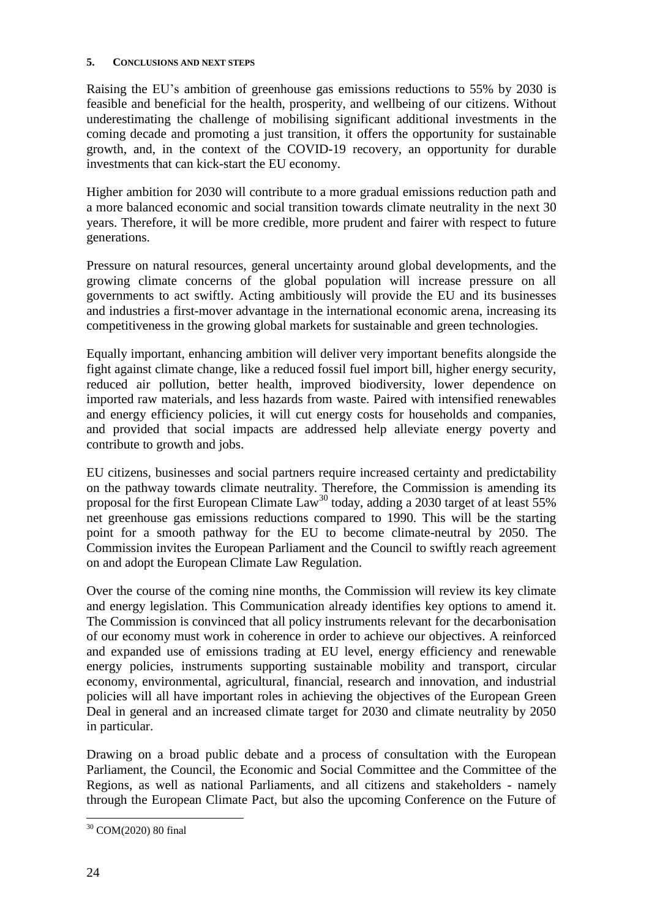## 5. Conclusions and next steps

Raising the EU's ambition of greenhouse gas emissions reductions to 55% by 2030 is feasible and beneficial for the health, prosperity, and wellbeing of our citizens. Without underestimating the challenge of mobilising significant additional investments in the coming decade and promoting a just transition, it offers the opportunity for sustainable growth, and, in the context of the COVID-19 recovery, an opportunity for durable investments that can kick-start the EU economy.

Higher ambition for 2030 will contribute to a more gradual emissions reduction path and a more balanced economic and social transition towards climate neutrality in the next 30 years. Therefore, it will be more credible, more prudent and fairer with respect to future generations.

Pressure on natural resources, general uncertainty around global developments, and the growing climate concerns of the global population will increase pressure on all governments to act swiftly. Acting ambitiously will provide the EU and its businesses and industries a first-mover advantage in the international economic arena, increasing its competitiveness in the growing global markets for sustainable and green technologies.

Equally important, enhancing ambition will deliver very important benefits alongside the fight against climate change, like a reduced fossil fuel import bill, higher energy security, reduced air pollution, better health, improved biodiversity, lower dependence on imported raw materials, and less hazards from waste. Paired with intensified renewables and energy efficiency policies, it will cut energy costs for households and companies, and provided that social impacts are addressed help alleviate energy poverty and contribute to growth and jobs.

EU citizens, businesses and social partners require increased certainty and predictability on the pathway towards climate neutrality. Therefore, the Commission is amending its proposal for the first European Climate Law[30] today, adding a 2030 target of at least 55% net greenhouse gas emissions reductions compared to 1990. This will be the starting point for a smooth pathway for the EU to become climate-neutral by 2050. The Commission invites the European Parliament and the Council to swiftly reach agreement on and adopt the European Climate Law Regulation.

Over the course of the coming nine months, the Commission will review its key climate and energy legislation. This Communication already identifies key options to amend it. The Commission is convinced that all policy instruments relevant for the decarbonisation of our economy must work in coherence in order to achieve our objectives. A reinforced and expanded use of emissions trading at EU level, energy efficiency and renewable energy policies, instruments supporting sustainable mobility and transport, circular economy, environmental, agricultural, financial, research and innovation, and industrial policies will all have important roles in achieving the objectives of the European Green Deal in general and an increased climate target for 2030 and climate neutrality by 2050 in particular.

Drawing on a broad public debate and a process of consultation with the European Parliament, the Council, the Economic and Social Committee and the Committee of the Regions, as well as national Parliaments, and all citizens and stakeholders - namely through the European Climate Pact, but also the upcoming Conference on the Future of

---

[30] COM(2020) 80 final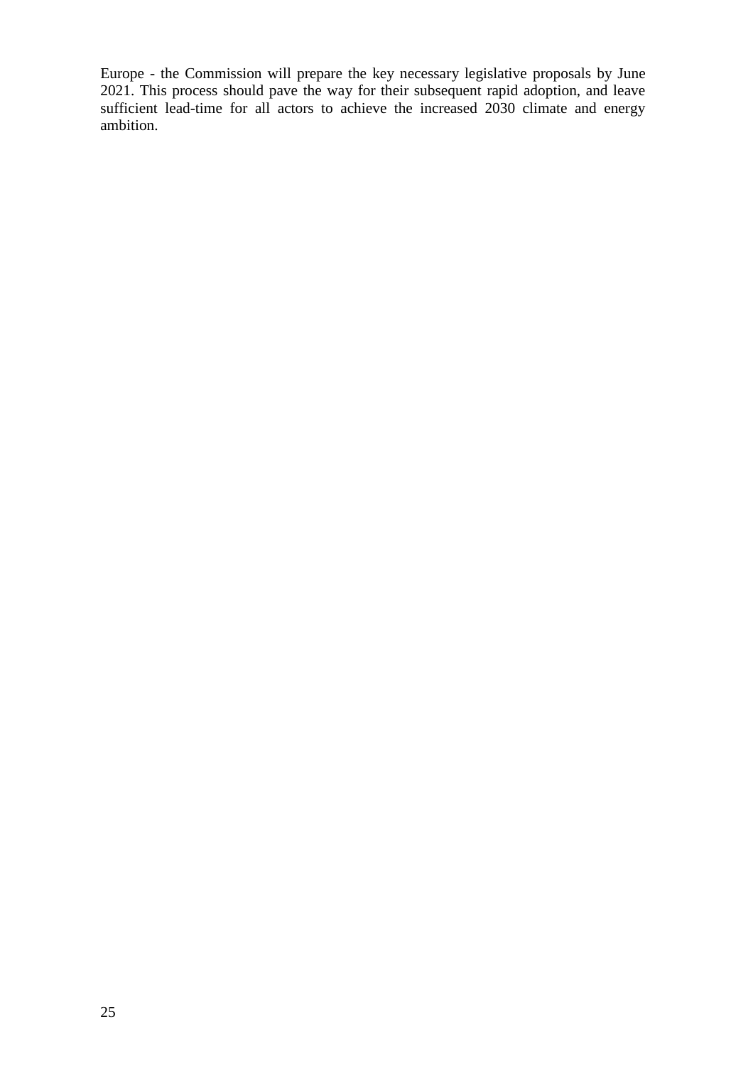Europe - the Commission will prepare the key necessary legislative proposals by June 2021. This process should pave the way for their subsequent rapid adoption, and leave sufficient lead-time for all actors to achieve the increased 2030 climate and energy ambition.